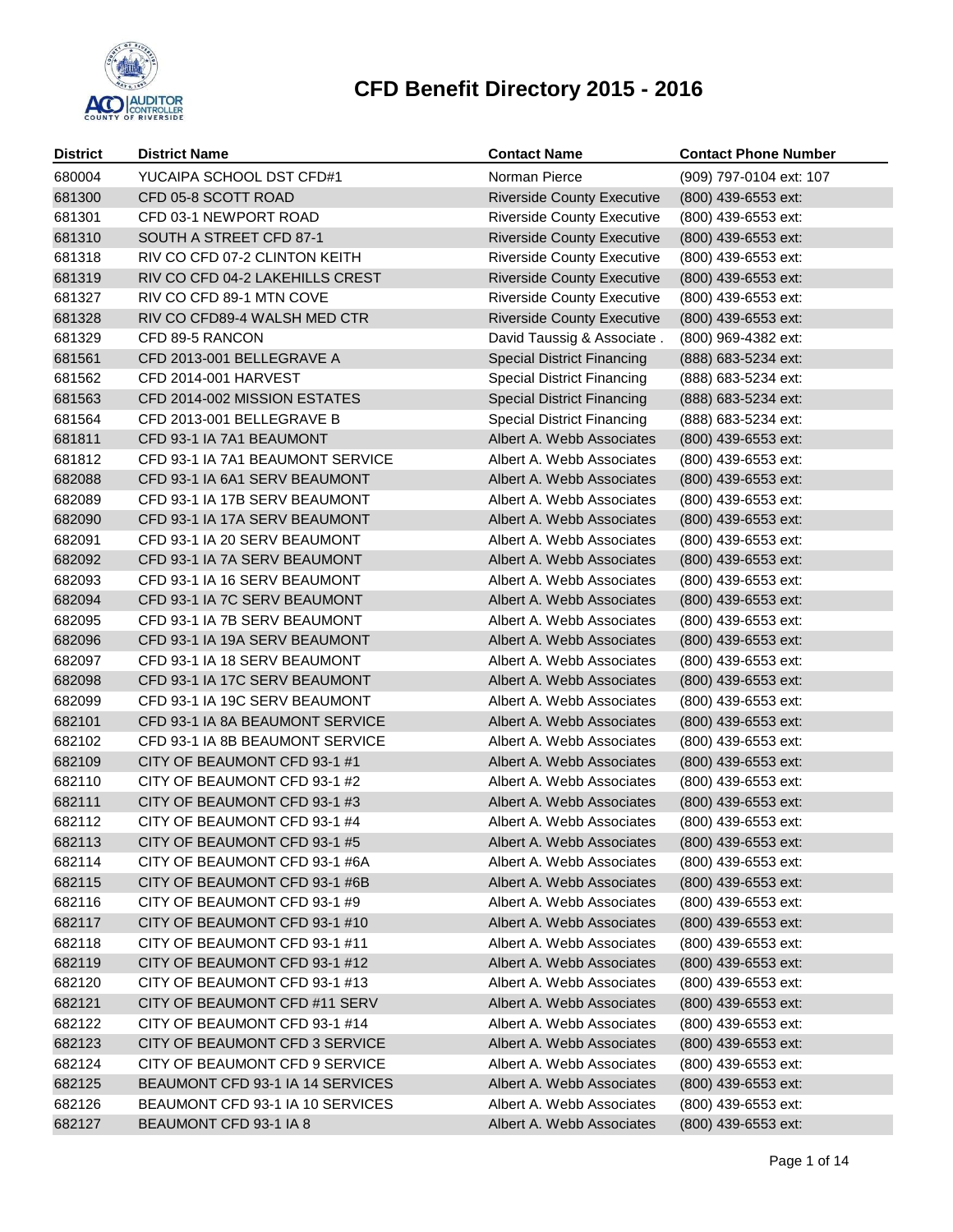# CFD Benefit Directory 2015 - 2016

| District | District Name | Contact Name | Contact Phone Number |
|---|---|---|---|
| 680004 | YUCAIPA SCHOOL DST CFD#1 | Norman Pierce | (909) 797-0104 ext: 107 |
| 681300 | CFD 05-8 SCOTT ROAD | Riverside County Executive | (800) 439-6553 ext: |
| 681301 | CFD 03-1 NEWPORT ROAD | Riverside County Executive | (800) 439-6553 ext: |
| 681310 | SOUTH A STREET CFD 87-1 | Riverside County Executive | (800) 439-6553 ext: |
| 681318 | RIV CO CFD 07-2 CLINTON KEITH | Riverside County Executive | (800) 439-6553 ext: |
| 681319 | RIV CO CFD 04-2 LAKEHILLS CREST | Riverside County Executive | (800) 439-6553 ext: |
| 681327 | RIV CO CFD 89-1 MTN COVE | Riverside County Executive | (800) 439-6553 ext: |
| 681328 | RIV CO CFD89-4 WALSH MED CTR | Riverside County Executive | (800) 439-6553 ext: |
| 681329 | CFD 89-5 RANCON | David Taussig & Associate . | (800) 969-4382 ext: |
| 681561 | CFD 2013-001 BELLEGRAVE A | Special District Financing | (888) 683-5234 ext: |
| 681562 | CFD 2014-001 HARVEST | Special District Financing | (888) 683-5234 ext: |
| 681563 | CFD 2014-002 MISSION ESTATES | Special District Financing | (888) 683-5234 ext: |
| 681564 | CFD 2013-001 BELLEGRAVE B | Special District Financing | (888) 683-5234 ext: |
| 681811 | CFD 93-1 IA 7A1 BEAUMONT | Albert A. Webb Associates | (800) 439-6553 ext: |
| 681812 | CFD 93-1 IA 7A1 BEAUMONT SERVICE | Albert A. Webb Associates | (800) 439-6553 ext: |
| 682088 | CFD 93-1 IA 6A1 SERV BEAUMONT | Albert A. Webb Associates | (800) 439-6553 ext: |
| 682089 | CFD 93-1 IA 17B SERV BEAUMONT | Albert A. Webb Associates | (800) 439-6553 ext: |
| 682090 | CFD 93-1 IA 17A SERV BEAUMONT | Albert A. Webb Associates | (800) 439-6553 ext: |
| 682091 | CFD 93-1 IA 20 SERV BEAUMONT | Albert A. Webb Associates | (800) 439-6553 ext: |
| 682092 | CFD 93-1 IA 7A SERV BEAUMONT | Albert A. Webb Associates | (800) 439-6553 ext: |
| 682093 | CFD 93-1 IA 16 SERV BEAUMONT | Albert A. Webb Associates | (800) 439-6553 ext: |
| 682094 | CFD 93-1 IA 7C SERV BEAUMONT | Albert A. Webb Associates | (800) 439-6553 ext: |
| 682095 | CFD 93-1 IA 7B SERV BEAUMONT | Albert A. Webb Associates | (800) 439-6553 ext: |
| 682096 | CFD 93-1 IA 19A SERV BEAUMONT | Albert A. Webb Associates | (800) 439-6553 ext: |
| 682097 | CFD 93-1 IA 18 SERV BEAUMONT | Albert A. Webb Associates | (800) 439-6553 ext: |
| 682098 | CFD 93-1 IA 17C SERV BEAUMONT | Albert A. Webb Associates | (800) 439-6553 ext: |
| 682099 | CFD 93-1 IA 19C SERV BEAUMONT | Albert A. Webb Associates | (800) 439-6553 ext: |
| 682101 | CFD 93-1 IA 8A BEAUMONT SERVICE | Albert A. Webb Associates | (800) 439-6553 ext: |
| 682102 | CFD 93-1 IA 8B BEAUMONT SERVICE | Albert A. Webb Associates | (800) 439-6553 ext: |
| 682109 | CITY OF BEAUMONT CFD 93-1 #1 | Albert A. Webb Associates | (800) 439-6553 ext: |
| 682110 | CITY OF BEAUMONT CFD 93-1 #2 | Albert A. Webb Associates | (800) 439-6553 ext: |
| 682111 | CITY OF BEAUMONT CFD 93-1 #3 | Albert A. Webb Associates | (800) 439-6553 ext: |
| 682112 | CITY OF BEAUMONT CFD 93-1 #4 | Albert A. Webb Associates | (800) 439-6553 ext: |
| 682113 | CITY OF BEAUMONT CFD 93-1 #5 | Albert A. Webb Associates | (800) 439-6553 ext: |
| 682114 | CITY OF BEAUMONT CFD 93-1 #6A | Albert A. Webb Associates | (800) 439-6553 ext: |
| 682115 | CITY OF BEAUMONT CFD 93-1 #6B | Albert A. Webb Associates | (800) 439-6553 ext: |
| 682116 | CITY OF BEAUMONT CFD 93-1 #9 | Albert A. Webb Associates | (800) 439-6553 ext: |
| 682117 | CITY OF BEAUMONT CFD 93-1 #10 | Albert A. Webb Associates | (800) 439-6553 ext: |
| 682118 | CITY OF BEAUMONT CFD 93-1 #11 | Albert A. Webb Associates | (800) 439-6553 ext: |
| 682119 | CITY OF BEAUMONT CFD 93-1 #12 | Albert A. Webb Associates | (800) 439-6553 ext: |
| 682120 | CITY OF BEAUMONT CFD 93-1 #13 | Albert A. Webb Associates | (800) 439-6553 ext: |
| 682121 | CITY OF BEAUMONT CFD #11 SERV | Albert A. Webb Associates | (800) 439-6553 ext: |
| 682122 | CITY OF BEAUMONT CFD 93-1 #14 | Albert A. Webb Associates | (800) 439-6553 ext: |
| 682123 | CITY OF BEAUMONT CFD 3 SERVICE | Albert A. Webb Associates | (800) 439-6553 ext: |
| 682124 | CITY OF BEAUMONT CFD 9 SERVICE | Albert A. Webb Associates | (800) 439-6553 ext: |
| 682125 | BEAUMONT CFD 93-1 IA 14 SERVICES | Albert A. Webb Associates | (800) 439-6553 ext: |
| 682126 | BEAUMONT CFD 93-1 IA 10 SERVICES | Albert A. Webb Associates | (800) 439-6553 ext: |
| 682127 | BEAUMONT CFD 93-1 IA 8 | Albert A. Webb Associates | (800) 439-6553 ext: |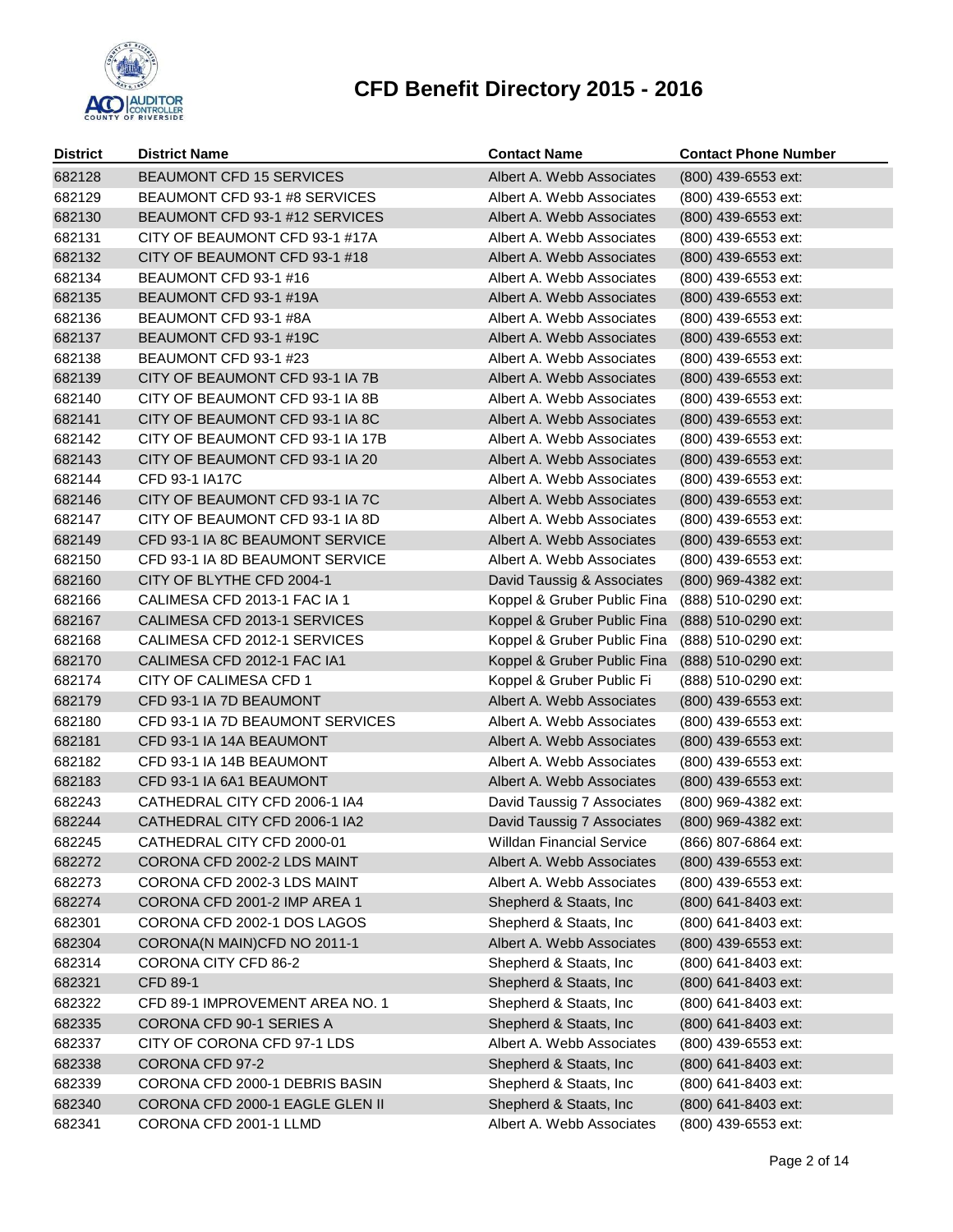# CFD Benefit Directory 2015 - 2016

| District | District Name | Contact Name | Contact Phone Number |
|---|---|---|---|
| 682128 | BEAUMONT CFD 15 SERVICES | Albert A. Webb Associates | (800) 439-6553 ext: |
| 682129 | BEAUMONT CFD 93-1 #8 SERVICES | Albert A. Webb Associates | (800) 439-6553 ext: |
| 682130 | BEAUMONT CFD 93-1 #12 SERVICES | Albert A. Webb Associates | (800) 439-6553 ext: |
| 682131 | CITY OF BEAUMONT CFD 93-1 #17A | Albert A. Webb Associates | (800) 439-6553 ext: |
| 682132 | CITY OF BEAUMONT CFD 93-1 #18 | Albert A. Webb Associates | (800) 439-6553 ext: |
| 682134 | BEAUMONT CFD 93-1 #16 | Albert A. Webb Associates | (800) 439-6553 ext: |
| 682135 | BEAUMONT CFD 93-1 #19A | Albert A. Webb Associates | (800) 439-6553 ext: |
| 682136 | BEAUMONT CFD 93-1 #8A | Albert A. Webb Associates | (800) 439-6553 ext: |
| 682137 | BEAUMONT CFD 93-1 #19C | Albert A. Webb Associates | (800) 439-6553 ext: |
| 682138 | BEAUMONT CFD 93-1 #23 | Albert A. Webb Associates | (800) 439-6553 ext: |
| 682139 | CITY OF BEAUMONT CFD 93-1 IA 7B | Albert A. Webb Associates | (800) 439-6553 ext: |
| 682140 | CITY OF BEAUMONT CFD 93-1 IA 8B | Albert A. Webb Associates | (800) 439-6553 ext: |
| 682141 | CITY OF BEAUMONT CFD 93-1 IA 8C | Albert A. Webb Associates | (800) 439-6553 ext: |
| 682142 | CITY OF BEAUMONT CFD 93-1 IA 17B | Albert A. Webb Associates | (800) 439-6553 ext: |
| 682143 | CITY OF BEAUMONT CFD 93-1 IA 20 | Albert A. Webb Associates | (800) 439-6553 ext: |
| 682144 | CFD 93-1 IA17C | Albert A. Webb Associates | (800) 439-6553 ext: |
| 682146 | CITY OF BEAUMONT CFD 93-1 IA 7C | Albert A. Webb Associates | (800) 439-6553 ext: |
| 682147 | CITY OF BEAUMONT CFD 93-1 IA 8D | Albert A. Webb Associates | (800) 439-6553 ext: |
| 682149 | CFD 93-1 IA 8C BEAUMONT SERVICE | Albert A. Webb Associates | (800) 439-6553 ext: |
| 682150 | CFD 93-1 IA 8D BEAUMONT SERVICE | Albert A. Webb Associates | (800) 439-6553 ext: |
| 682160 | CITY OF BLYTHE CFD 2004-1 | David Taussig & Associates | (800) 969-4382 ext: |
| 682166 | CALIMESA CFD 2013-1 FAC IA 1 | Koppel & Gruber Public Fina | (888) 510-0290 ext: |
| 682167 | CALIMESA CFD 2013-1 SERVICES | Koppel & Gruber Public Fina | (888) 510-0290 ext: |
| 682168 | CALIMESA CFD 2012-1 SERVICES | Koppel & Gruber Public Fina | (888) 510-0290 ext: |
| 682170 | CALIMESA CFD 2012-1 FAC IA1 | Koppel & Gruber Public Fina | (888) 510-0290 ext: |
| 682174 | CITY OF CALIMESA CFD 1 | Koppel & Gruber Public Fi | (888) 510-0290 ext: |
| 682179 | CFD 93-1 IA 7D BEAUMONT | Albert A. Webb Associates | (800) 439-6553 ext: |
| 682180 | CFD 93-1 IA 7D BEAUMONT SERVICES | Albert A. Webb Associates | (800) 439-6553 ext: |
| 682181 | CFD 93-1 IA 14A BEAUMONT | Albert A. Webb Associates | (800) 439-6553 ext: |
| 682182 | CFD 93-1 IA 14B BEAUMONT | Albert A. Webb Associates | (800) 439-6553 ext: |
| 682183 | CFD 93-1 IA 6A1 BEAUMONT | Albert A. Webb Associates | (800) 439-6553 ext: |
| 682243 | CATHEDRAL CITY CFD 2006-1 IA4 | David Taussig 7 Associates | (800) 969-4382 ext: |
| 682244 | CATHEDRAL CITY CFD 2006-1 IA2 | David Taussig 7 Associates | (800) 969-4382 ext: |
| 682245 | CATHEDRAL CITY CFD 2000-01 | Willdan Financial Service | (866) 807-6864 ext: |
| 682272 | CORONA CFD 2002-2 LDS MAINT | Albert A. Webb Associates | (800) 439-6553 ext: |
| 682273 | CORONA CFD 2002-3 LDS MAINT | Albert A. Webb Associates | (800) 439-6553 ext: |
| 682274 | CORONA CFD 2001-2 IMP AREA 1 | Shepherd & Staats, Inc | (800) 641-8403 ext: |
| 682301 | CORONA CFD 2002-1 DOS LAGOS | Shepherd & Staats, Inc | (800) 641-8403 ext: |
| 682304 | CORONA(N MAIN)CFD NO 2011-1 | Albert A. Webb Associates | (800) 439-6553 ext: |
| 682314 | CORONA CITY CFD 86-2 | Shepherd & Staats, Inc | (800) 641-8403 ext: |
| 682321 | CFD 89-1 | Shepherd & Staats, Inc | (800) 641-8403 ext: |
| 682322 | CFD 89-1 IMPROVEMENT AREA NO. 1 | Shepherd & Staats, Inc | (800) 641-8403 ext: |
| 682335 | CORONA CFD 90-1 SERIES A | Shepherd & Staats, Inc | (800) 641-8403 ext: |
| 682337 | CITY OF CORONA CFD 97-1 LDS | Albert A. Webb Associates | (800) 439-6553 ext: |
| 682338 | CORONA CFD 97-2 | Shepherd & Staats, Inc | (800) 641-8403 ext: |
| 682339 | CORONA CFD 2000-1 DEBRIS BASIN | Shepherd & Staats, Inc | (800) 641-8403 ext: |
| 682340 | CORONA CFD 2000-1 EAGLE GLEN II | Shepherd & Staats, Inc | (800) 641-8403 ext: |
| 682341 | CORONA CFD 2001-1 LLMD | Albert A. Webb Associates | (800) 439-6553 ext: |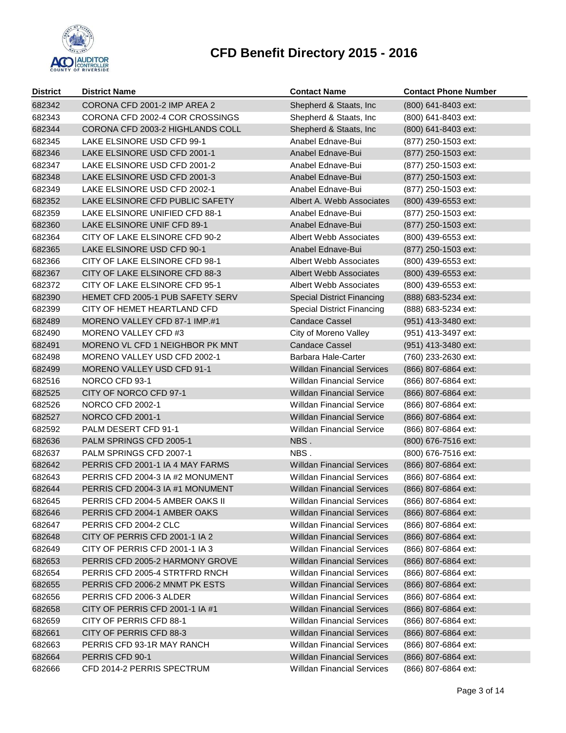# CFD Benefit Directory 2015 - 2016

| District | District Name | Contact Name | Contact Phone Number |
|---|---|---|---|
| 682342 | CORONA CFD 2001-2 IMP AREA 2 | Shepherd & Staats, Inc | (800) 641-8403 ext: |
| 682343 | CORONA CFD 2002-4 COR CROSSINGS | Shepherd & Staats, Inc | (800) 641-8403 ext: |
| 682344 | CORONA CFD 2003-2 HIGHLANDS COLL | Shepherd & Staats, Inc | (800) 641-8403 ext: |
| 682345 | LAKE ELSINORE USD CFD 99-1 | Anabel Ednave-Bui | (877) 250-1503 ext: |
| 682346 | LAKE ELSINORE USD CFD 2001-1 | Anabel Ednave-Bui | (877) 250-1503 ext: |
| 682347 | LAKE ELSINORE USD CFD 2001-2 | Anabel Ednave-Bui | (877) 250-1503 ext: |
| 682348 | LAKE ELSINORE USD CFD 2001-3 | Anabel Ednave-Bui | (877) 250-1503 ext: |
| 682349 | LAKE ELSINORE USD CFD 2002-1 | Anabel Ednave-Bui | (877) 250-1503 ext: |
| 682352 | LAKE ELSINORE CFD PUBLIC SAFETY | Albert A. Webb Associates | (800) 439-6553 ext: |
| 682359 | LAKE ELSINORE UNIFIED CFD 88-1 | Anabel Ednave-Bui | (877) 250-1503 ext: |
| 682360 | LAKE ELSINORE UNIF CFD 89-1 | Anabel Ednave-Bui | (877) 250-1503 ext: |
| 682364 | CITY OF LAKE ELSINORE CFD 90-2 | Albert Webb Associates | (800) 439-6553 ext: |
| 682365 | LAKE ELSINORE USD CFD 90-1 | Anabel Ednave-Bui | (877) 250-1503 ext: |
| 682366 | CITY OF LAKE ELSINORE CFD 98-1 | Albert Webb Associates | (800) 439-6553 ext: |
| 682367 | CITY OF LAKE ELSINORE CFD 88-3 | Albert Webb Associates | (800) 439-6553 ext: |
| 682372 | CITY OF LAKE ELSINORE CFD 95-1 | Albert Webb Associates | (800) 439-6553 ext: |
| 682390 | HEMET CFD 2005-1 PUB SAFETY SERV | Special District Financing | (888) 683-5234 ext: |
| 682399 | CITY OF HEMET HEARTLAND CFD | Special District Financing | (888) 683-5234 ext: |
| 682489 | MORENO VALLEY CFD 87-1 IMP.#1 | Candace Cassel | (951) 413-3480 ext: |
| 682490 | MORENO VALLEY CFD #3 | City of Moreno Valley | (951) 413-3497 ext: |
| 682491 | MORENO VL CFD 1 NEIGHBOR PK MNT | Candace Cassel | (951) 413-3480 ext: |
| 682498 | MORENO VALLEY USD CFD 2002-1 | Barbara Hale-Carter | (760) 233-2630 ext: |
| 682499 | MORENO VALLEY USD CFD 91-1 | Willdan Financial Services | (866) 807-6864 ext: |
| 682516 | NORCO CFD 93-1 | Willdan Financial Service | (866) 807-6864 ext: |
| 682525 | CITY OF NORCO CFD 97-1 | Willdan Financial Service | (866) 807-6864 ext: |
| 682526 | NORCO CFD 2002-1 | Willdan Financial Service | (866) 807-6864 ext: |
| 682527 | NORCO CFD 2001-1 | Willdan Financial Service | (866) 807-6864 ext: |
| 682592 | PALM DESERT CFD 91-1 | Willdan Financial Service | (866) 807-6864 ext: |
| 682636 | PALM SPRINGS CFD 2005-1 | NBS . | (800) 676-7516 ext: |
| 682637 | PALM SPRINGS CFD 2007-1 | NBS . | (800) 676-7516 ext: |
| 682642 | PERRIS CFD 2001-1 IA 4 MAY FARMS | Willdan Financial Services | (866) 807-6864 ext: |
| 682643 | PERRIS CFD 2004-3 IA #2 MONUMENT | Willdan Financial Services | (866) 807-6864 ext: |
| 682644 | PERRIS CFD 2004-3 IA #1 MONUMENT | Willdan Financial Services | (866) 807-6864 ext: |
| 682645 | PERRIS CFD 2004-5 AMBER OAKS II | Willdan Financial Services | (866) 807-6864 ext: |
| 682646 | PERRIS CFD 2004-1 AMBER OAKS | Willdan Financial Services | (866) 807-6864 ext: |
| 682647 | PERRIS CFD 2004-2 CLC | Willdan Financial Services | (866) 807-6864 ext: |
| 682648 | CITY OF PERRIS CFD 2001-1 IA 2 | Willdan Financial Services | (866) 807-6864 ext: |
| 682649 | CITY OF PERRIS CFD 2001-1 IA 3 | Willdan Financial Services | (866) 807-6864 ext: |
| 682653 | PERRIS CFD 2005-2 HARMONY GROVE | Willdan Financial Services | (866) 807-6864 ext: |
| 682654 | PERRIS CFD 2005-4 STRTFRD RNCH | Willdan Financial Services | (866) 807-6864 ext: |
| 682655 | PERRIS CFD 2006-2 MNMT PK ESTS | Willdan Financial Services | (866) 807-6864 ext: |
| 682656 | PERRIS CFD 2006-3 ALDER | Willdan Financial Services | (866) 807-6864 ext: |
| 682658 | CITY OF PERRIS CFD 2001-1 IA #1 | Willdan Financial Services | (866) 807-6864 ext: |
| 682659 | CITY OF PERRIS CFD 88-1 | Willdan Financial Services | (866) 807-6864 ext: |
| 682661 | CITY OF PERRIS CFD 88-3 | Willdan Financial Services | (866) 807-6864 ext: |
| 682663 | PERRIS CFD 93-1R MAY RANCH | Willdan Financial Services | (866) 807-6864 ext: |
| 682664 | PERRIS CFD 90-1 | Willdan Financial Services | (866) 807-6864 ext: |
| 682666 | CFD 2014-2 PERRIS SPECTRUM | Willdan Financial Services | (866) 807-6864 ext: |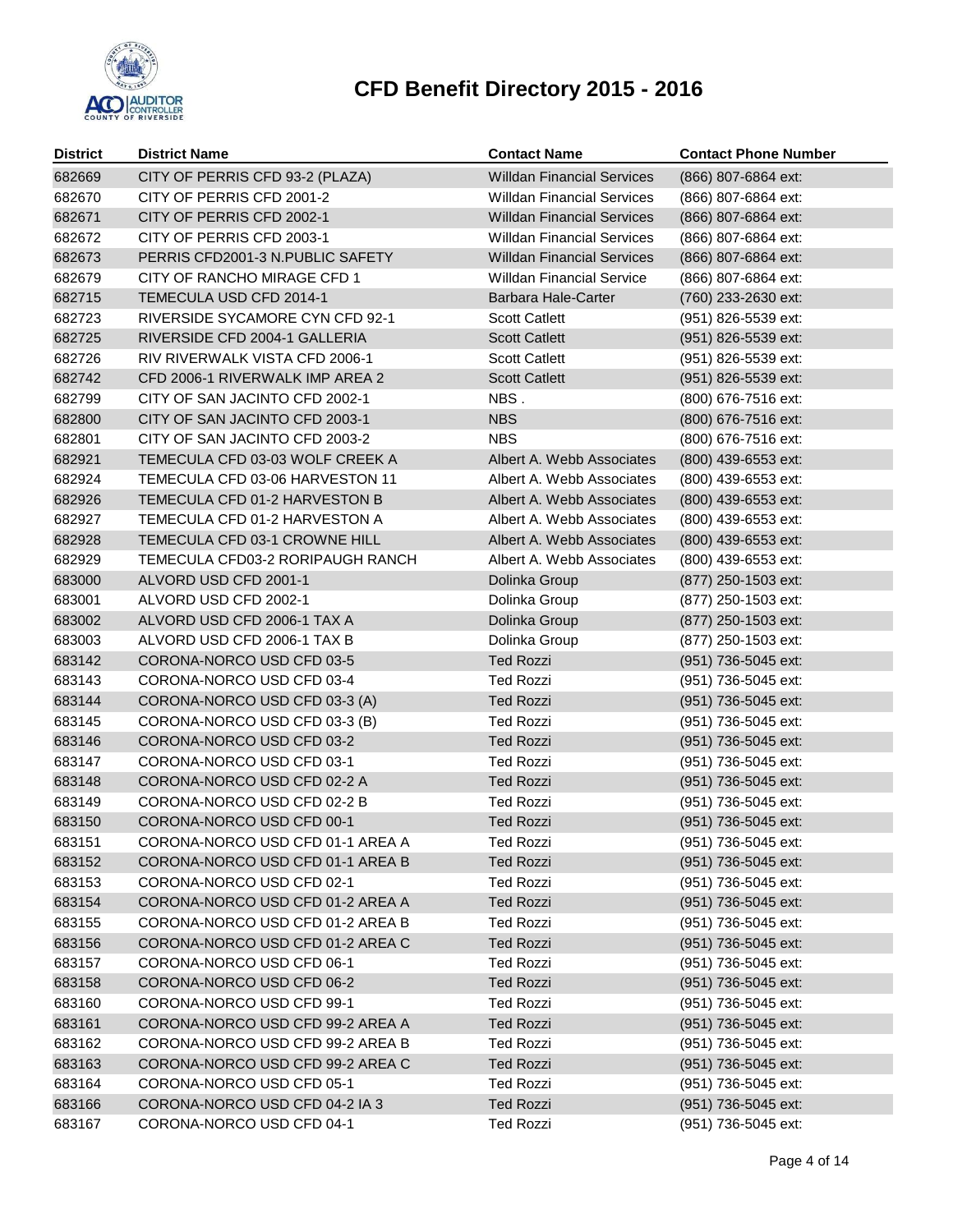# CFD Benefit Directory 2015 - 2016

| District | District Name | Contact Name | Contact Phone Number |
|---|---|---|---|
| 682669 | CITY OF PERRIS CFD 93-2 (PLAZA) | Willdan Financial Services | (866) 807-6864 ext: |
| 682670 | CITY OF PERRIS CFD 2001-2 | Willdan Financial Services | (866) 807-6864 ext: |
| 682671 | CITY OF PERRIS CFD 2002-1 | Willdan Financial Services | (866) 807-6864 ext: |
| 682672 | CITY OF PERRIS CFD 2003-1 | Willdan Financial Services | (866) 807-6864 ext: |
| 682673 | PERRIS CFD2001-3 N.PUBLIC SAFETY | Willdan Financial Services | (866) 807-6864 ext: |
| 682679 | CITY OF RANCHO MIRAGE CFD 1 | Willdan Financial Service | (866) 807-6864 ext: |
| 682715 | TEMECULA USD CFD 2014-1 | Barbara Hale-Carter | (760) 233-2630 ext: |
| 682723 | RIVERSIDE SYCAMORE CYN CFD 92-1 | Scott Catlett | (951) 826-5539 ext: |
| 682725 | RIVERSIDE CFD 2004-1 GALLERIA | Scott Catlett | (951) 826-5539 ext: |
| 682726 | RIV RIVERWALK VISTA CFD 2006-1 | Scott Catlett | (951) 826-5539 ext: |
| 682742 | CFD 2006-1 RIVERWALK IMP AREA 2 | Scott Catlett | (951) 826-5539 ext: |
| 682799 | CITY OF SAN JACINTO CFD 2002-1 | NBS . | (800) 676-7516 ext: |
| 682800 | CITY OF SAN JACINTO CFD 2003-1 | NBS | (800) 676-7516 ext: |
| 682801 | CITY OF SAN JACINTO CFD 2003-2 | NBS | (800) 676-7516 ext: |
| 682921 | TEMECULA CFD 03-03 WOLF CREEK A | Albert A. Webb Associates | (800) 439-6553 ext: |
| 682924 | TEMECULA CFD 03-06 HARVESTON 11 | Albert A. Webb Associates | (800) 439-6553 ext: |
| 682926 | TEMECULA CFD 01-2 HARVESTON B | Albert A. Webb Associates | (800) 439-6553 ext: |
| 682927 | TEMECULA CFD 01-2 HARVESTON A | Albert A. Webb Associates | (800) 439-6553 ext: |
| 682928 | TEMECULA CFD 03-1 CROWNE HILL | Albert A. Webb Associates | (800) 439-6553 ext: |
| 682929 | TEMECULA CFD03-2 RORIPAUGH RANCH | Albert A. Webb Associates | (800) 439-6553 ext: |
| 683000 | ALVORD USD CFD 2001-1 | Dolinka Group | (877) 250-1503 ext: |
| 683001 | ALVORD USD CFD 2002-1 | Dolinka Group | (877) 250-1503 ext: |
| 683002 | ALVORD USD CFD 2006-1 TAX A | Dolinka Group | (877) 250-1503 ext: |
| 683003 | ALVORD USD CFD 2006-1 TAX B | Dolinka Group | (877) 250-1503 ext: |
| 683142 | CORONA-NORCO USD CFD 03-5 | Ted Rozzi | (951) 736-5045 ext: |
| 683143 | CORONA-NORCO USD CFD 03-4 | Ted Rozzi | (951) 736-5045 ext: |
| 683144 | CORONA-NORCO USD CFD 03-3 (A) | Ted Rozzi | (951) 736-5045 ext: |
| 683145 | CORONA-NORCO USD CFD 03-3 (B) | Ted Rozzi | (951) 736-5045 ext: |
| 683146 | CORONA-NORCO USD CFD 03-2 | Ted Rozzi | (951) 736-5045 ext: |
| 683147 | CORONA-NORCO USD CFD 03-1 | Ted Rozzi | (951) 736-5045 ext: |
| 683148 | CORONA-NORCO USD CFD 02-2 A | Ted Rozzi | (951) 736-5045 ext: |
| 683149 | CORONA-NORCO USD CFD 02-2 B | Ted Rozzi | (951) 736-5045 ext: |
| 683150 | CORONA-NORCO USD CFD 00-1 | Ted Rozzi | (951) 736-5045 ext: |
| 683151 | CORONA-NORCO USD CFD 01-1 AREA A | Ted Rozzi | (951) 736-5045 ext: |
| 683152 | CORONA-NORCO USD CFD 01-1 AREA B | Ted Rozzi | (951) 736-5045 ext: |
| 683153 | CORONA-NORCO USD CFD 02-1 | Ted Rozzi | (951) 736-5045 ext: |
| 683154 | CORONA-NORCO USD CFD 01-2 AREA A | Ted Rozzi | (951) 736-5045 ext: |
| 683155 | CORONA-NORCO USD CFD 01-2 AREA B | Ted Rozzi | (951) 736-5045 ext: |
| 683156 | CORONA-NORCO USD CFD 01-2 AREA C | Ted Rozzi | (951) 736-5045 ext: |
| 683157 | CORONA-NORCO USD CFD 06-1 | Ted Rozzi | (951) 736-5045 ext: |
| 683158 | CORONA-NORCO USD CFD 06-2 | Ted Rozzi | (951) 736-5045 ext: |
| 683160 | CORONA-NORCO USD CFD 99-1 | Ted Rozzi | (951) 736-5045 ext: |
| 683161 | CORONA-NORCO USD CFD 99-2 AREA A | Ted Rozzi | (951) 736-5045 ext: |
| 683162 | CORONA-NORCO USD CFD 99-2 AREA B | Ted Rozzi | (951) 736-5045 ext: |
| 683163 | CORONA-NORCO USD CFD 99-2 AREA C | Ted Rozzi | (951) 736-5045 ext: |
| 683164 | CORONA-NORCO USD CFD 05-1 | Ted Rozzi | (951) 736-5045 ext: |
| 683166 | CORONA-NORCO USD CFD 04-2 IA 3 | Ted Rozzi | (951) 736-5045 ext: |
| 683167 | CORONA-NORCO USD CFD 04-1 | Ted Rozzi | (951) 736-5045 ext: |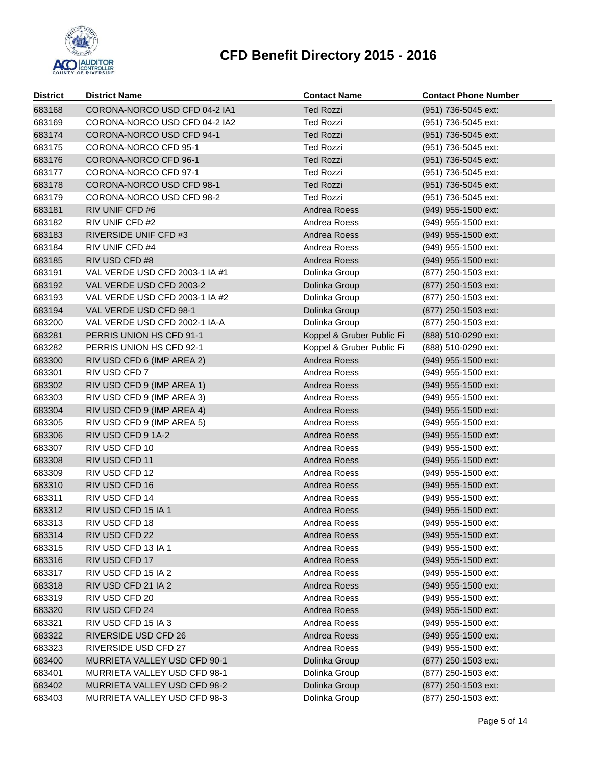# CFD Benefit Directory 2015 - 2016

| District | District Name | Contact Name | Contact Phone Number |
|---|---|---|---|
| 683168 | CORONA-NORCO USD CFD 04-2 IA1 | Ted Rozzi | (951) 736-5045 ext: |
| 683169 | CORONA-NORCO USD CFD 04-2 IA2 | Ted Rozzi | (951) 736-5045 ext: |
| 683174 | CORONA-NORCO USD CFD 94-1 | Ted Rozzi | (951) 736-5045 ext: |
| 683175 | CORONA-NORCO CFD 95-1 | Ted Rozzi | (951) 736-5045 ext: |
| 683176 | CORONA-NORCO CFD 96-1 | Ted Rozzi | (951) 736-5045 ext: |
| 683177 | CORONA-NORCO CFD 97-1 | Ted Rozzi | (951) 736-5045 ext: |
| 683178 | CORONA-NORCO USD CFD 98-1 | Ted Rozzi | (951) 736-5045 ext: |
| 683179 | CORONA-NORCO USD CFD 98-2 | Ted Rozzi | (951) 736-5045 ext: |
| 683181 | RIV UNIF CFD #6 | Andrea Roess | (949) 955-1500 ext: |
| 683182 | RIV UNIF CFD #2 | Andrea Roess | (949) 955-1500 ext: |
| 683183 | RIVERSIDE UNIF CFD #3 | Andrea Roess | (949) 955-1500 ext: |
| 683184 | RIV UNIF CFD #4 | Andrea Roess | (949) 955-1500 ext: |
| 683185 | RIV USD CFD #8 | Andrea Roess | (949) 955-1500 ext: |
| 683191 | VAL VERDE USD CFD 2003-1 IA #1 | Dolinka Group | (877) 250-1503 ext: |
| 683192 | VAL VERDE USD CFD 2003-2 | Dolinka Group | (877) 250-1503 ext: |
| 683193 | VAL VERDE USD CFD 2003-1 IA #2 | Dolinka Group | (877) 250-1503 ext: |
| 683194 | VAL VERDE USD CFD 98-1 | Dolinka Group | (877) 250-1503 ext: |
| 683200 | VAL VERDE USD CFD 2002-1 IA-A | Dolinka Group | (877) 250-1503 ext: |
| 683281 | PERRIS UNION HS CFD 91-1 | Koppel & Gruber Public Fi | (888) 510-0290 ext: |
| 683282 | PERRIS UNION HS CFD 92-1 | Koppel & Gruber Public Fi | (888) 510-0290 ext: |
| 683300 | RIV USD CFD 6 (IMP AREA 2) | Andrea Roess | (949) 955-1500 ext: |
| 683301 | RIV USD CFD 7 | Andrea Roess | (949) 955-1500 ext: |
| 683302 | RIV USD CFD 9 (IMP AREA 1) | Andrea Roess | (949) 955-1500 ext: |
| 683303 | RIV USD CFD 9 (IMP AREA 3) | Andrea Roess | (949) 955-1500 ext: |
| 683304 | RIV USD CFD 9 (IMP AREA 4) | Andrea Roess | (949) 955-1500 ext: |
| 683305 | RIV USD CFD 9 (IMP AREA 5) | Andrea Roess | (949) 955-1500 ext: |
| 683306 | RIV USD CFD 9 1A-2 | Andrea Roess | (949) 955-1500 ext: |
| 683307 | RIV USD CFD 10 | Andrea Roess | (949) 955-1500 ext: |
| 683308 | RIV USD CFD 11 | Andrea Roess | (949) 955-1500 ext: |
| 683309 | RIV USD CFD 12 | Andrea Roess | (949) 955-1500 ext: |
| 683310 | RIV USD CFD 16 | Andrea Roess | (949) 955-1500 ext: |
| 683311 | RIV USD CFD 14 | Andrea Roess | (949) 955-1500 ext: |
| 683312 | RIV USD CFD 15 IA 1 | Andrea Roess | (949) 955-1500 ext: |
| 683313 | RIV USD CFD 18 | Andrea Roess | (949) 955-1500 ext: |
| 683314 | RIV USD CFD 22 | Andrea Roess | (949) 955-1500 ext: |
| 683315 | RIV USD CFD 13 IA 1 | Andrea Roess | (949) 955-1500 ext: |
| 683316 | RIV USD CFD 17 | Andrea Roess | (949) 955-1500 ext: |
| 683317 | RIV USD CFD 15 IA 2 | Andrea Roess | (949) 955-1500 ext: |
| 683318 | RIV USD CFD 21 IA 2 | Andrea Roess | (949) 955-1500 ext: |
| 683319 | RIV USD CFD 20 | Andrea Roess | (949) 955-1500 ext: |
| 683320 | RIV USD CFD 24 | Andrea Roess | (949) 955-1500 ext: |
| 683321 | RIV USD CFD 15 IA 3 | Andrea Roess | (949) 955-1500 ext: |
| 683322 | RIVERSIDE USD CFD 26 | Andrea Roess | (949) 955-1500 ext: |
| 683323 | RIVERSIDE USD CFD 27 | Andrea Roess | (949) 955-1500 ext: |
| 683400 | MURRIETA VALLEY USD CFD 90-1 | Dolinka Group | (877) 250-1503 ext: |
| 683401 | MURRIETA VALLEY USD CFD 98-1 | Dolinka Group | (877) 250-1503 ext: |
| 683402 | MURRIETA VALLEY USD CFD 98-2 | Dolinka Group | (877) 250-1503 ext: |
| 683403 | MURRIETA VALLEY USD CFD 98-3 | Dolinka Group | (877) 250-1503 ext: |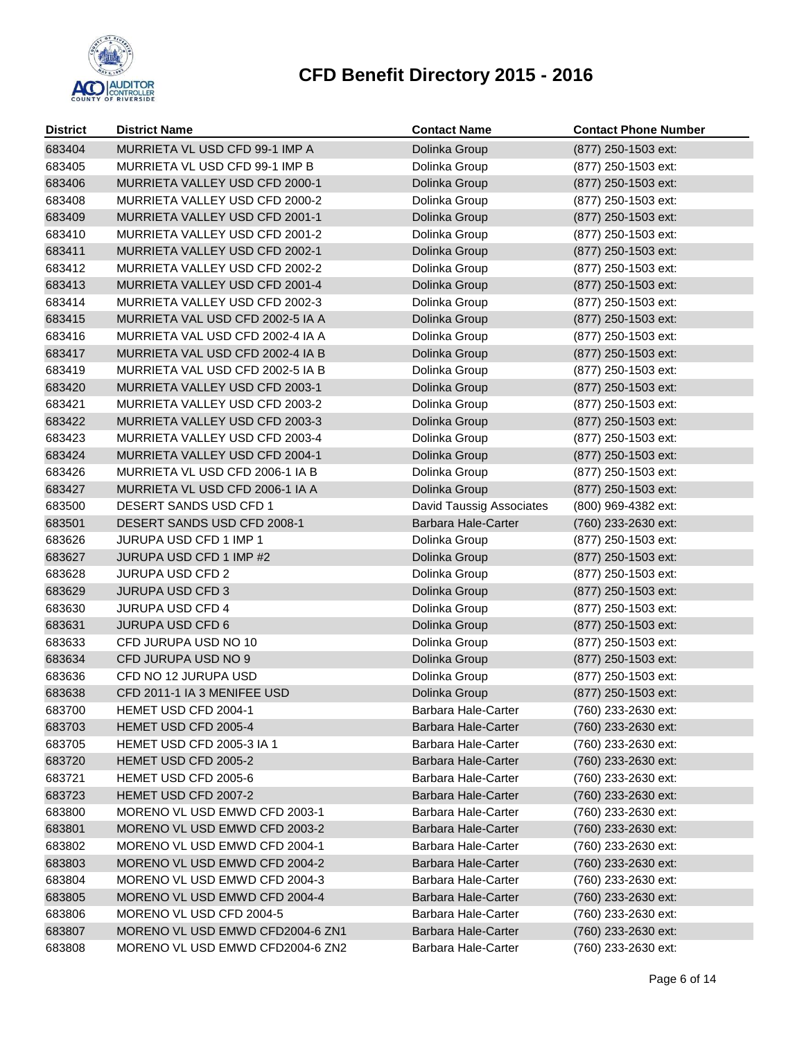# CFD Benefit Directory 2015 - 2016

| District | District Name | Contact Name | Contact Phone Number |
|---|---|---|---|
| 683404 | MURRIETA VL USD CFD 99-1 IMP A | Dolinka Group | (877) 250-1503 ext: |
| 683405 | MURRIETA VL USD CFD 99-1 IMP B | Dolinka Group | (877) 250-1503 ext: |
| 683406 | MURRIETA VALLEY USD CFD 2000-1 | Dolinka Group | (877) 250-1503 ext: |
| 683408 | MURRIETA VALLEY USD CFD 2000-2 | Dolinka Group | (877) 250-1503 ext: |
| 683409 | MURRIETA VALLEY USD CFD 2001-1 | Dolinka Group | (877) 250-1503 ext: |
| 683410 | MURRIETA VALLEY USD CFD 2001-2 | Dolinka Group | (877) 250-1503 ext: |
| 683411 | MURRIETA VALLEY USD CFD 2002-1 | Dolinka Group | (877) 250-1503 ext: |
| 683412 | MURRIETA VALLEY USD CFD 2002-2 | Dolinka Group | (877) 250-1503 ext: |
| 683413 | MURRIETA VALLEY USD CFD 2001-4 | Dolinka Group | (877) 250-1503 ext: |
| 683414 | MURRIETA VALLEY USD CFD 2002-3 | Dolinka Group | (877) 250-1503 ext: |
| 683415 | MURRIETA VAL USD CFD 2002-5 IA A | Dolinka Group | (877) 250-1503 ext: |
| 683416 | MURRIETA VAL USD CFD 2002-4 IA A | Dolinka Group | (877) 250-1503 ext: |
| 683417 | MURRIETA VAL USD CFD 2002-4 IA B | Dolinka Group | (877) 250-1503 ext: |
| 683419 | MURRIETA VAL USD CFD 2002-5 IA B | Dolinka Group | (877) 250-1503 ext: |
| 683420 | MURRIETA VALLEY USD CFD 2003-1 | Dolinka Group | (877) 250-1503 ext: |
| 683421 | MURRIETA VALLEY USD CFD 2003-2 | Dolinka Group | (877) 250-1503 ext: |
| 683422 | MURRIETA VALLEY USD CFD 2003-3 | Dolinka Group | (877) 250-1503 ext: |
| 683423 | MURRIETA VALLEY USD CFD 2003-4 | Dolinka Group | (877) 250-1503 ext: |
| 683424 | MURRIETA VALLEY USD CFD 2004-1 | Dolinka Group | (877) 250-1503 ext: |
| 683426 | MURRIETA VL USD CFD 2006-1 IA B | Dolinka Group | (877) 250-1503 ext: |
| 683427 | MURRIETA VL USD CFD 2006-1 IA A | Dolinka Group | (877) 250-1503 ext: |
| 683500 | DESERT SANDS USD CFD 1 | David Taussig Associates | (800) 969-4382 ext: |
| 683501 | DESERT SANDS USD CFD 2008-1 | Barbara Hale-Carter | (760) 233-2630 ext: |
| 683626 | JURUPA USD CFD 1 IMP 1 | Dolinka Group | (877) 250-1503 ext: |
| 683627 | JURUPA USD CFD 1 IMP #2 | Dolinka Group | (877) 250-1503 ext: |
| 683628 | JURUPA USD CFD 2 | Dolinka Group | (877) 250-1503 ext: |
| 683629 | JURUPA USD CFD 3 | Dolinka Group | (877) 250-1503 ext: |
| 683630 | JURUPA USD CFD 4 | Dolinka Group | (877) 250-1503 ext: |
| 683631 | JURUPA USD CFD 6 | Dolinka Group | (877) 250-1503 ext: |
| 683633 | CFD JURUPA USD NO 10 | Dolinka Group | (877) 250-1503 ext: |
| 683634 | CFD JURUPA USD NO 9 | Dolinka Group | (877) 250-1503 ext: |
| 683636 | CFD NO 12 JURUPA USD | Dolinka Group | (877) 250-1503 ext: |
| 683638 | CFD 2011-1 IA 3 MENIFEE USD | Dolinka Group | (877) 250-1503 ext: |
| 683700 | HEMET USD CFD 2004-1 | Barbara Hale-Carter | (760) 233-2630 ext: |
| 683703 | HEMET USD CFD 2005-4 | Barbara Hale-Carter | (760) 233-2630 ext: |
| 683705 | HEMET USD CFD 2005-3 IA 1 | Barbara Hale-Carter | (760) 233-2630 ext: |
| 683720 | HEMET USD CFD 2005-2 | Barbara Hale-Carter | (760) 233-2630 ext: |
| 683721 | HEMET USD CFD 2005-6 | Barbara Hale-Carter | (760) 233-2630 ext: |
| 683723 | HEMET USD CFD 2007-2 | Barbara Hale-Carter | (760) 233-2630 ext: |
| 683800 | MORENO VL USD EMWD CFD 2003-1 | Barbara Hale-Carter | (760) 233-2630 ext: |
| 683801 | MORENO VL USD EMWD CFD 2003-2 | Barbara Hale-Carter | (760) 233-2630 ext: |
| 683802 | MORENO VL USD EMWD CFD 2004-1 | Barbara Hale-Carter | (760) 233-2630 ext: |
| 683803 | MORENO VL USD EMWD CFD 2004-2 | Barbara Hale-Carter | (760) 233-2630 ext: |
| 683804 | MORENO VL USD EMWD CFD 2004-3 | Barbara Hale-Carter | (760) 233-2630 ext: |
| 683805 | MORENO VL USD EMWD CFD 2004-4 | Barbara Hale-Carter | (760) 233-2630 ext: |
| 683806 | MORENO VL USD CFD 2004-5 | Barbara Hale-Carter | (760) 233-2630 ext: |
| 683807 | MORENO VL USD EMWD CFD2004-6 ZN1 | Barbara Hale-Carter | (760) 233-2630 ext: |
| 683808 | MORENO VL USD EMWD CFD2004-6 ZN2 | Barbara Hale-Carter | (760) 233-2630 ext: |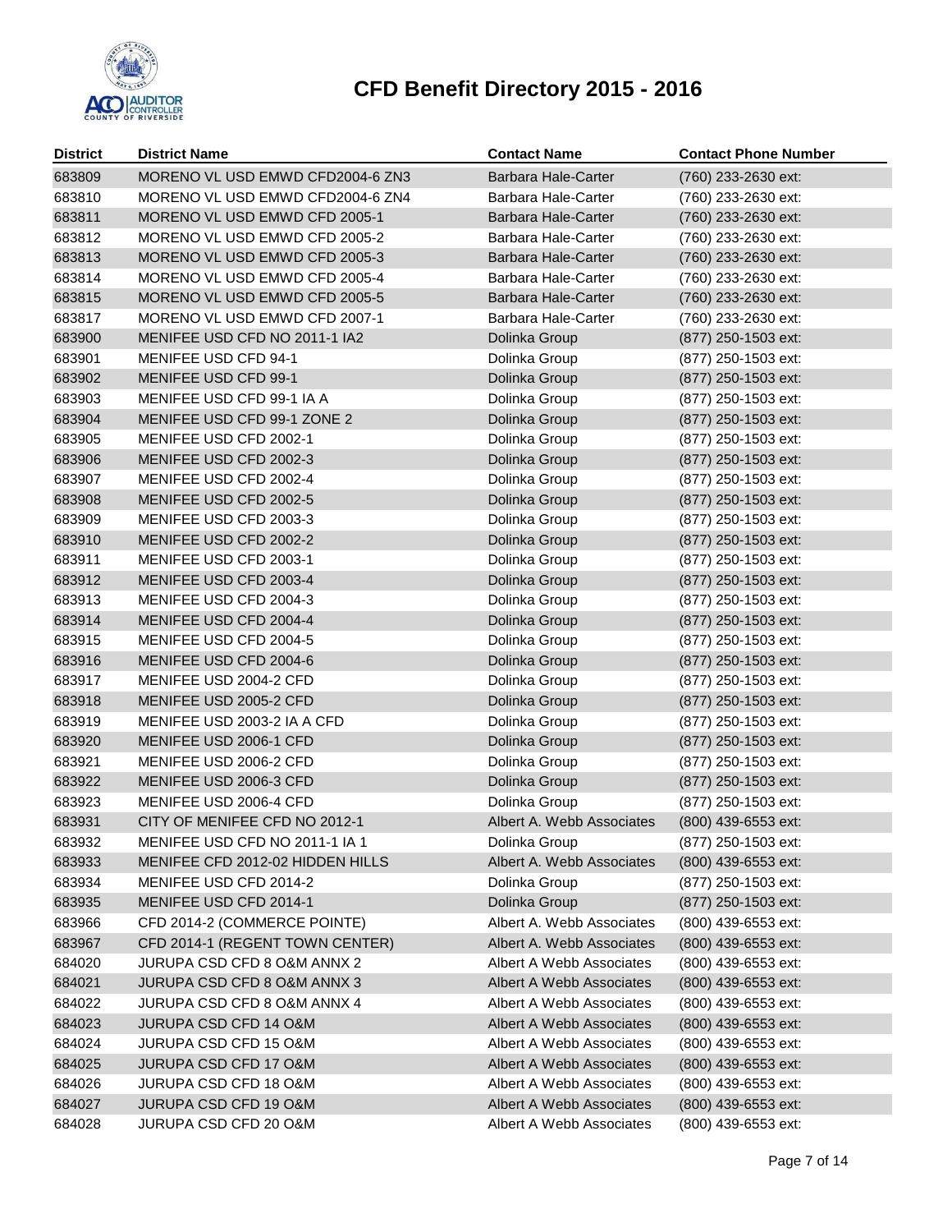# CFD Benefit Directory 2015 - 2016

| District | District Name | Contact Name | Contact Phone Number |
|---|---|---|---|
| 683809 | MORENO VL USD EMWD CFD2004-6 ZN3 | Barbara Hale-Carter | (760) 233-2630 ext: |
| 683810 | MORENO VL USD EMWD CFD2004-6 ZN4 | Barbara Hale-Carter | (760) 233-2630 ext: |
| 683811 | MORENO VL USD EMWD CFD 2005-1 | Barbara Hale-Carter | (760) 233-2630 ext: |
| 683812 | MORENO VL USD EMWD CFD 2005-2 | Barbara Hale-Carter | (760) 233-2630 ext: |
| 683813 | MORENO VL USD EMWD CFD 2005-3 | Barbara Hale-Carter | (760) 233-2630 ext: |
| 683814 | MORENO VL USD EMWD CFD 2005-4 | Barbara Hale-Carter | (760) 233-2630 ext: |
| 683815 | MORENO VL USD EMWD CFD 2005-5 | Barbara Hale-Carter | (760) 233-2630 ext: |
| 683817 | MORENO VL USD EMWD CFD 2007-1 | Barbara Hale-Carter | (760) 233-2630 ext: |
| 683900 | MENIFEE USD CFD NO 2011-1 IA2 | Dolinka Group | (877) 250-1503 ext: |
| 683901 | MENIFEE USD CFD 94-1 | Dolinka Group | (877) 250-1503 ext: |
| 683902 | MENIFEE USD CFD 99-1 | Dolinka Group | (877) 250-1503 ext: |
| 683903 | MENIFEE USD CFD 99-1 IA A | Dolinka Group | (877) 250-1503 ext: |
| 683904 | MENIFEE USD CFD 99-1 ZONE 2 | Dolinka Group | (877) 250-1503 ext: |
| 683905 | MENIFEE USD CFD 2002-1 | Dolinka Group | (877) 250-1503 ext: |
| 683906 | MENIFEE USD CFD 2002-3 | Dolinka Group | (877) 250-1503 ext: |
| 683907 | MENIFEE USD CFD 2002-4 | Dolinka Group | (877) 250-1503 ext: |
| 683908 | MENIFEE USD CFD 2002-5 | Dolinka Group | (877) 250-1503 ext: |
| 683909 | MENIFEE USD CFD 2003-3 | Dolinka Group | (877) 250-1503 ext: |
| 683910 | MENIFEE USD CFD 2002-2 | Dolinka Group | (877) 250-1503 ext: |
| 683911 | MENIFEE USD CFD 2003-1 | Dolinka Group | (877) 250-1503 ext: |
| 683912 | MENIFEE USD CFD 2003-4 | Dolinka Group | (877) 250-1503 ext: |
| 683913 | MENIFEE USD CFD 2004-3 | Dolinka Group | (877) 250-1503 ext: |
| 683914 | MENIFEE USD CFD 2004-4 | Dolinka Group | (877) 250-1503 ext: |
| 683915 | MENIFEE USD CFD 2004-5 | Dolinka Group | (877) 250-1503 ext: |
| 683916 | MENIFEE USD CFD 2004-6 | Dolinka Group | (877) 250-1503 ext: |
| 683917 | MENIFEE USD 2004-2 CFD | Dolinka Group | (877) 250-1503 ext: |
| 683918 | MENIFEE USD 2005-2 CFD | Dolinka Group | (877) 250-1503 ext: |
| 683919 | MENIFEE USD 2003-2 IA A CFD | Dolinka Group | (877) 250-1503 ext: |
| 683920 | MENIFEE USD 2006-1 CFD | Dolinka Group | (877) 250-1503 ext: |
| 683921 | MENIFEE USD 2006-2 CFD | Dolinka Group | (877) 250-1503 ext: |
| 683922 | MENIFEE USD 2006-3 CFD | Dolinka Group | (877) 250-1503 ext: |
| 683923 | MENIFEE USD 2006-4 CFD | Dolinka Group | (877) 250-1503 ext: |
| 683931 | CITY OF MENIFEE CFD NO 2012-1 | Albert A. Webb Associates | (800) 439-6553 ext: |
| 683932 | MENIFEE USD CFD NO 2011-1 IA 1 | Dolinka Group | (877) 250-1503 ext: |
| 683933 | MENIFEE CFD 2012-02 HIDDEN HILLS | Albert A. Webb Associates | (800) 439-6553 ext: |
| 683934 | MENIFEE USD CFD 2014-2 | Dolinka Group | (877) 250-1503 ext: |
| 683935 | MENIFEE USD CFD 2014-1 | Dolinka Group | (877) 250-1503 ext: |
| 683966 | CFD 2014-2 (COMMERCE POINTE) | Albert A. Webb Associates | (800) 439-6553 ext: |
| 683967 | CFD 2014-1 (REGENT TOWN CENTER) | Albert A. Webb Associates | (800) 439-6553 ext: |
| 684020 | JURUPA CSD CFD 8 O&M ANNX 2 | Albert A Webb Associates | (800) 439-6553 ext: |
| 684021 | JURUPA CSD CFD 8 O&M ANNX 3 | Albert A Webb Associates | (800) 439-6553 ext: |
| 684022 | JURUPA CSD CFD 8 O&M ANNX 4 | Albert A Webb Associates | (800) 439-6553 ext: |
| 684023 | JURUPA CSD CFD 14 O&M | Albert A Webb Associates | (800) 439-6553 ext: |
| 684024 | JURUPA CSD CFD 15 O&M | Albert A Webb Associates | (800) 439-6553 ext: |
| 684025 | JURUPA CSD CFD 17 O&M | Albert A Webb Associates | (800) 439-6553 ext: |
| 684026 | JURUPA CSD CFD 18 O&M | Albert A Webb Associates | (800) 439-6553 ext: |
| 684027 | JURUPA CSD CFD 19 O&M | Albert A Webb Associates | (800) 439-6553 ext: |
| 684028 | JURUPA CSD CFD 20 O&M | Albert A Webb Associates | (800) 439-6553 ext: |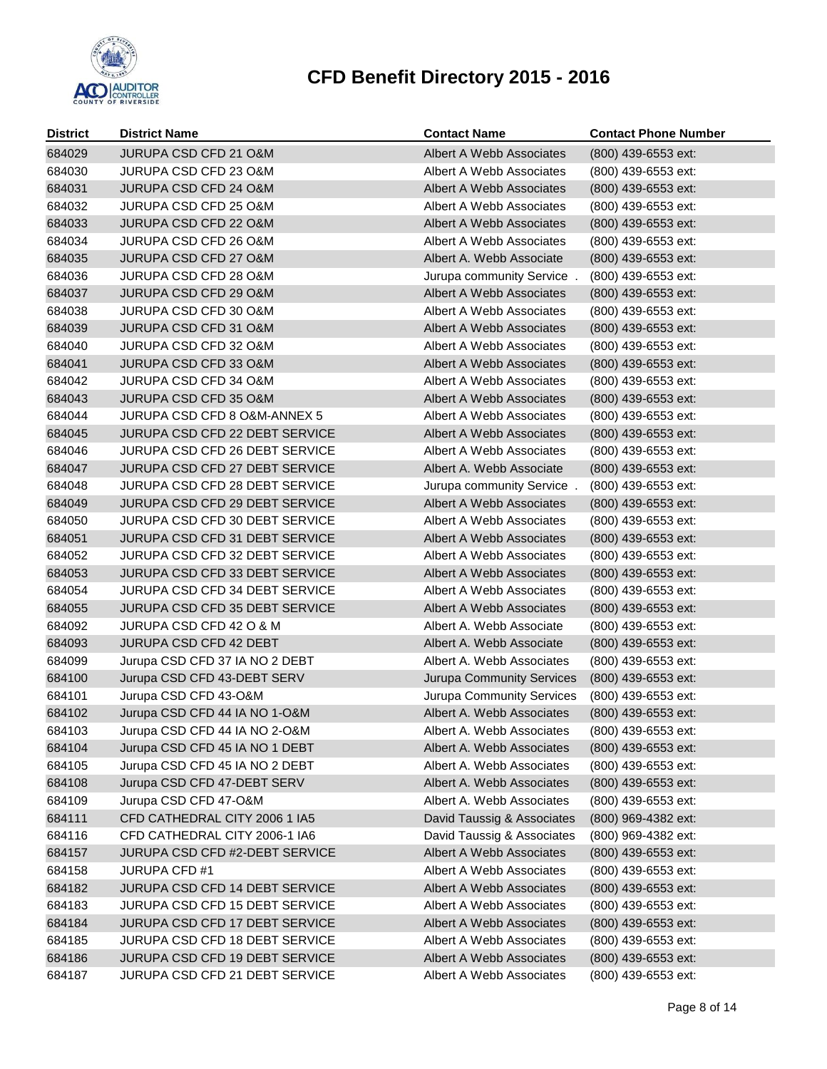# CFD Benefit Directory 2015 - 2016

| District | District Name | Contact Name | Contact Phone Number |
|---|---|---|---|
| 684029 | JURUPA CSD CFD 21 O&M | Albert A Webb Associates | (800) 439-6553 ext: |
| 684030 | JURUPA CSD CFD 23 O&M | Albert A Webb Associates | (800) 439-6553 ext: |
| 684031 | JURUPA CSD CFD 24 O&M | Albert A Webb Associates | (800) 439-6553 ext: |
| 684032 | JURUPA CSD CFD 25 O&M | Albert A Webb Associates | (800) 439-6553 ext: |
| 684033 | JURUPA CSD CFD 22 O&M | Albert A Webb Associates | (800) 439-6553 ext: |
| 684034 | JURUPA CSD CFD 26 O&M | Albert A Webb Associates | (800) 439-6553 ext: |
| 684035 | JURUPA CSD CFD 27 O&M | Albert A. Webb Associate | (800) 439-6553 ext: |
| 684036 | JURUPA CSD CFD 28 O&M | Jurupa community Service . | (800) 439-6553 ext: |
| 684037 | JURUPA CSD CFD 29 O&M | Albert A Webb Associates | (800) 439-6553 ext: |
| 684038 | JURUPA CSD CFD 30 O&M | Albert A Webb Associates | (800) 439-6553 ext: |
| 684039 | JURUPA CSD CFD 31 O&M | Albert A Webb Associates | (800) 439-6553 ext: |
| 684040 | JURUPA CSD CFD 32 O&M | Albert A Webb Associates | (800) 439-6553 ext: |
| 684041 | JURUPA CSD CFD 33 O&M | Albert A Webb Associates | (800) 439-6553 ext: |
| 684042 | JURUPA CSD CFD 34 O&M | Albert A Webb Associates | (800) 439-6553 ext: |
| 684043 | JURUPA CSD CFD 35 O&M | Albert A Webb Associates | (800) 439-6553 ext: |
| 684044 | JURUPA CSD CFD 8 O&M-ANNEX 5 | Albert A Webb Associates | (800) 439-6553 ext: |
| 684045 | JURUPA CSD CFD 22 DEBT SERVICE | Albert A Webb Associates | (800) 439-6553 ext: |
| 684046 | JURUPA CSD CFD 26 DEBT SERVICE | Albert A Webb Associates | (800) 439-6553 ext: |
| 684047 | JURUPA CSD CFD 27 DEBT SERVICE | Albert A. Webb Associate | (800) 439-6553 ext: |
| 684048 | JURUPA CSD CFD 28 DEBT SERVICE | Jurupa community Service . | (800) 439-6553 ext: |
| 684049 | JURUPA CSD CFD 29 DEBT SERVICE | Albert A Webb Associates | (800) 439-6553 ext: |
| 684050 | JURUPA CSD CFD 30 DEBT SERVICE | Albert A Webb Associates | (800) 439-6553 ext: |
| 684051 | JURUPA CSD CFD 31 DEBT SERVICE | Albert A Webb Associates | (800) 439-6553 ext: |
| 684052 | JURUPA CSD CFD 32 DEBT SERVICE | Albert A Webb Associates | (800) 439-6553 ext: |
| 684053 | JURUPA CSD CFD 33 DEBT SERVICE | Albert A Webb Associates | (800) 439-6553 ext: |
| 684054 | JURUPA CSD CFD 34 DEBT SERVICE | Albert A Webb Associates | (800) 439-6553 ext: |
| 684055 | JURUPA CSD CFD 35 DEBT SERVICE | Albert A Webb Associates | (800) 439-6553 ext: |
| 684092 | JURUPA CSD CFD 42 O & M | Albert A. Webb Associate | (800) 439-6553 ext: |
| 684093 | JURUPA CSD CFD 42 DEBT | Albert A. Webb Associate | (800) 439-6553 ext: |
| 684099 | Jurupa CSD CFD 37 IA NO 2 DEBT | Albert A. Webb Associates | (800) 439-6553 ext: |
| 684100 | Jurupa CSD CFD 43-DEBT SERV | Jurupa Community Services | (800) 439-6553 ext: |
| 684101 | Jurupa CSD CFD 43-O&M | Jurupa Community Services | (800) 439-6553 ext: |
| 684102 | Jurupa CSD CFD 44 IA NO 1-O&M | Albert A. Webb Associates | (800) 439-6553 ext: |
| 684103 | Jurupa CSD CFD 44 IA NO 2-O&M | Albert A. Webb Associates | (800) 439-6553 ext: |
| 684104 | Jurupa CSD CFD 45 IA NO 1 DEBT | Albert A. Webb Associates | (800) 439-6553 ext: |
| 684105 | Jurupa CSD CFD 45 IA NO 2 DEBT | Albert A. Webb Associates | (800) 439-6553 ext: |
| 684108 | Jurupa CSD CFD 47-DEBT SERV | Albert A. Webb Associates | (800) 439-6553 ext: |
| 684109 | Jurupa CSD CFD 47-O&M | Albert A. Webb Associates | (800) 439-6553 ext: |
| 684111 | CFD CATHEDRAL CITY 2006 1 IA5 | David Taussig & Associates | (800) 969-4382 ext: |
| 684116 | CFD CATHEDRAL CITY 2006-1 IA6 | David Taussig & Associates | (800) 969-4382 ext: |
| 684157 | JURUPA CSD CFD #2-DEBT SERVICE | Albert A Webb Associates | (800) 439-6553 ext: |
| 684158 | JURUPA CFD #1 | Albert A Webb Associates | (800) 439-6553 ext: |
| 684182 | JURUPA CSD CFD 14 DEBT SERVICE | Albert A Webb Associates | (800) 439-6553 ext: |
| 684183 | JURUPA CSD CFD 15 DEBT SERVICE | Albert A Webb Associates | (800) 439-6553 ext: |
| 684184 | JURUPA CSD CFD 17 DEBT SERVICE | Albert A Webb Associates | (800) 439-6553 ext: |
| 684185 | JURUPA CSD CFD 18 DEBT SERVICE | Albert A Webb Associates | (800) 439-6553 ext: |
| 684186 | JURUPA CSD CFD 19 DEBT SERVICE | Albert A Webb Associates | (800) 439-6553 ext: |
| 684187 | JURUPA CSD CFD 21 DEBT SERVICE | Albert A Webb Associates | (800) 439-6553 ext: |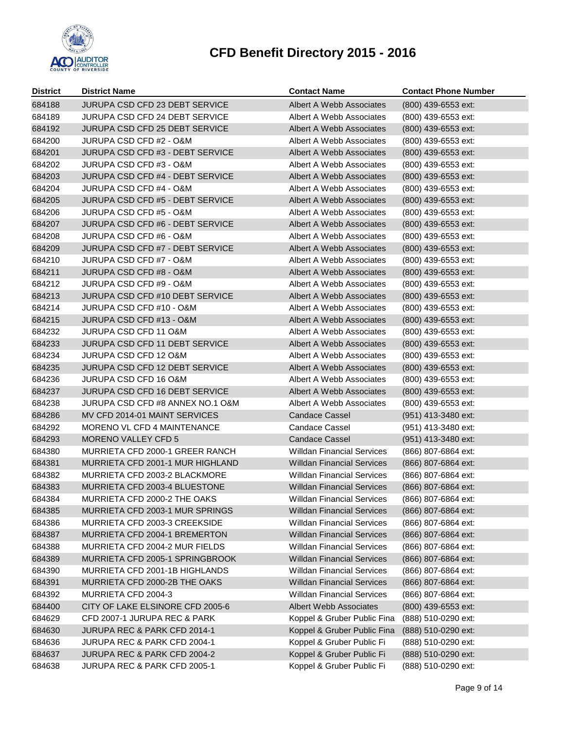# CFD Benefit Directory 2015 - 2016

| District | District Name | Contact Name | Contact Phone Number |
|---|---|---|---|
| 684188 | JURUPA CSD CFD 23 DEBT SERVICE | Albert A Webb Associates | (800) 439-6553 ext: |
| 684189 | JURUPA CSD CFD 24 DEBT SERVICE | Albert A Webb Associates | (800) 439-6553 ext: |
| 684192 | JURUPA CSD CFD 25 DEBT SERVICE | Albert A Webb Associates | (800) 439-6553 ext: |
| 684200 | JURUPA CSD CFD #2 - O&M | Albert A Webb Associates | (800) 439-6553 ext: |
| 684201 | JURUPA CSD CFD #3 - DEBT SERVICE | Albert A Webb Associates | (800) 439-6553 ext: |
| 684202 | JURUPA CSD CFD #3 - O&M | Albert A Webb Associates | (800) 439-6553 ext: |
| 684203 | JURUPA CSD CFD #4 - DEBT SERVICE | Albert A Webb Associates | (800) 439-6553 ext: |
| 684204 | JURUPA CSD CFD #4 - O&M | Albert A Webb Associates | (800) 439-6553 ext: |
| 684205 | JURUPA CSD CFD #5 - DEBT SERVICE | Albert A Webb Associates | (800) 439-6553 ext: |
| 684206 | JURUPA CSD CFD #5 - O&M | Albert A Webb Associates | (800) 439-6553 ext: |
| 684207 | JURUPA CSD CFD #6 - DEBT SERVICE | Albert A Webb Associates | (800) 439-6553 ext: |
| 684208 | JURUPA CSD CFD #6 - O&M | Albert A Webb Associates | (800) 439-6553 ext: |
| 684209 | JURUPA CSD CFD #7 - DEBT SERVICE | Albert A Webb Associates | (800) 439-6553 ext: |
| 684210 | JURUPA CSD CFD #7 - O&M | Albert A Webb Associates | (800) 439-6553 ext: |
| 684211 | JURUPA CSD CFD #8 - O&M | Albert A Webb Associates | (800) 439-6553 ext: |
| 684212 | JURUPA CSD CFD #9 - O&M | Albert A Webb Associates | (800) 439-6553 ext: |
| 684213 | JURUPA CSD CFD #10 DEBT SERVICE | Albert A Webb Associates | (800) 439-6553 ext: |
| 684214 | JURUPA CSD CFD #10 - O&M | Albert A Webb Associates | (800) 439-6553 ext: |
| 684215 | JURUPA CSD CFD #13 - O&M | Albert A Webb Associates | (800) 439-6553 ext: |
| 684232 | JURUPA CSD CFD 11 O&M | Albert A Webb Associates | (800) 439-6553 ext: |
| 684233 | JURUPA CSD CFD 11 DEBT SERVICE | Albert A Webb Associates | (800) 439-6553 ext: |
| 684234 | JURUPA CSD CFD 12 O&M | Albert A Webb Associates | (800) 439-6553 ext: |
| 684235 | JURUPA CSD CFD 12 DEBT SERVICE | Albert A Webb Associates | (800) 439-6553 ext: |
| 684236 | JURUPA CSD CFD 16 O&M | Albert A Webb Associates | (800) 439-6553 ext: |
| 684237 | JURUPA CSD CFD 16 DEBT SERVICE | Albert A Webb Associates | (800) 439-6553 ext: |
| 684238 | JURUPA CSD CFD #8 ANNEX NO.1 O&M | Albert A Webb Associates | (800) 439-6553 ext: |
| 684286 | MV CFD 2014-01 MAINT SERVICES | Candace Cassel | (951) 413-3480 ext: |
| 684292 | MORENO VL CFD 4 MAINTENANCE | Candace Cassel | (951) 413-3480 ext: |
| 684293 | MORENO VALLEY CFD 5 | Candace Cassel | (951) 413-3480 ext: |
| 684380 | MURRIETA CFD 2000-1 GREER RANCH | Willdan Financial Services | (866) 807-6864 ext: |
| 684381 | MURRIETA CFD 2001-1 MUR HIGHLAND | Willdan Financial Services | (866) 807-6864 ext: |
| 684382 | MURRIETA CFD 2003-2 BLACKMORE | Willdan Financial Services | (866) 807-6864 ext: |
| 684383 | MURRIETA CFD 2003-4 BLUESTONE | Willdan Financial Services | (866) 807-6864 ext: |
| 684384 | MURRIETA CFD 2000-2 THE OAKS | Willdan Financial Services | (866) 807-6864 ext: |
| 684385 | MURRIETA CFD 2003-1 MUR SPRINGS | Willdan Financial Services | (866) 807-6864 ext: |
| 684386 | MURRIETA CFD 2003-3 CREEKSIDE | Willdan Financial Services | (866) 807-6864 ext: |
| 684387 | MURRIETA CFD 2004-1 BREMERTON | Willdan Financial Services | (866) 807-6864 ext: |
| 684388 | MURRIETA CFD 2004-2 MUR FIELDS | Willdan Financial Services | (866) 807-6864 ext: |
| 684389 | MURRIETA CFD 2005-1 SPRINGBROOK | Willdan Financial Services | (866) 807-6864 ext: |
| 684390 | MURRIETA CFD 2001-1B HIGHLANDS | Willdan Financial Services | (866) 807-6864 ext: |
| 684391 | MURRIETA CFD 2000-2B THE OAKS | Willdan Financial Services | (866) 807-6864 ext: |
| 684392 | MURRIETA CFD 2004-3 | Willdan Financial Services | (866) 807-6864 ext: |
| 684400 | CITY OF LAKE ELSINORE CFD 2005-6 | Albert Webb Associates | (800) 439-6553 ext: |
| 684629 | CFD 2007-1 JURUPA REC & PARK | Koppel & Gruber Public Fina | (888) 510-0290 ext: |
| 684630 | JURUPA REC & PARK CFD 2014-1 | Koppel & Gruber Public Fina | (888) 510-0290 ext: |
| 684636 | JURUPA REC & PARK CFD 2004-1 | Koppel & Gruber Public Fi | (888) 510-0290 ext: |
| 684637 | JURUPA REC & PARK CFD 2004-2 | Koppel & Gruber Public Fi | (888) 510-0290 ext: |
| 684638 | JURUPA REC & PARK CFD 2005-1 | Koppel & Gruber Public Fi | (888) 510-0290 ext: |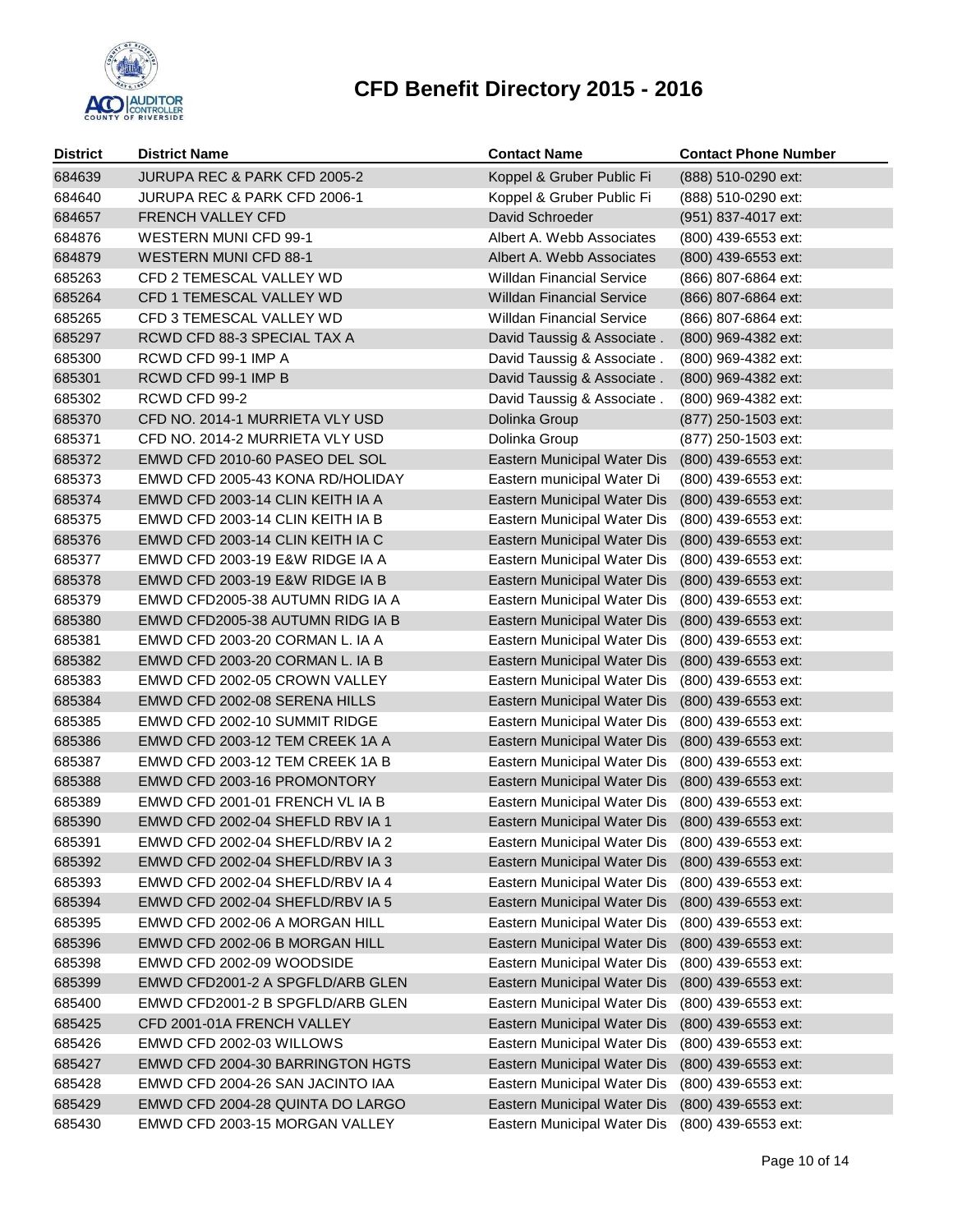# CFD Benefit Directory 2015 - 2016

| District | District Name | Contact Name | Contact Phone Number |
|---|---|---|---|
| 684639 | JURUPA REC & PARK CFD 2005-2 | Koppel & Gruber Public Fi | (888) 510-0290 ext: |
| 684640 | JURUPA REC & PARK CFD 2006-1 | Koppel & Gruber Public Fi | (888) 510-0290 ext: |
| 684657 | FRENCH VALLEY CFD | David Schroeder | (951) 837-4017 ext: |
| 684876 | WESTERN MUNI CFD 99-1 | Albert A. Webb Associates | (800) 439-6553 ext: |
| 684879 | WESTERN MUNI CFD 88-1 | Albert A. Webb Associates | (800) 439-6553 ext: |
| 685263 | CFD 2 TEMESCAL VALLEY WD | Willdan Financial Service | (866) 807-6864 ext: |
| 685264 | CFD 1 TEMESCAL VALLEY WD | Willdan Financial Service | (866) 807-6864 ext: |
| 685265 | CFD 3 TEMESCAL VALLEY WD | Willdan Financial Service | (866) 807-6864 ext: |
| 685297 | RCWD CFD 88-3 SPECIAL TAX A | David Taussig & Associate . | (800) 969-4382 ext: |
| 685300 | RCWD CFD 99-1 IMP A | David Taussig & Associate . | (800) 969-4382 ext: |
| 685301 | RCWD CFD 99-1 IMP B | David Taussig & Associate . | (800) 969-4382 ext: |
| 685302 | RCWD CFD 99-2 | David Taussig & Associate . | (800) 969-4382 ext: |
| 685370 | CFD NO. 2014-1 MURRIETA VLY USD | Dolinka Group | (877) 250-1503 ext: |
| 685371 | CFD NO. 2014-2 MURRIETA VLY USD | Dolinka Group | (877) 250-1503 ext: |
| 685372 | EMWD CFD 2010-60 PASEO DEL SOL | Eastern Municipal Water Dis | (800) 439-6553 ext: |
| 685373 | EMWD CFD 2005-43 KONA RD/HOLIDAY | Eastern municipal Water Di | (800) 439-6553 ext: |
| 685374 | EMWD CFD 2003-14 CLIN KEITH IA A | Eastern Municipal Water Dis | (800) 439-6553 ext: |
| 685375 | EMWD CFD 2003-14 CLIN KEITH IA B | Eastern Municipal Water Dis | (800) 439-6553 ext: |
| 685376 | EMWD CFD 2003-14 CLIN KEITH IA C | Eastern Municipal Water Dis | (800) 439-6553 ext: |
| 685377 | EMWD CFD 2003-19 E&W RIDGE IA A | Eastern Municipal Water Dis | (800) 439-6553 ext: |
| 685378 | EMWD CFD 2003-19 E&W RIDGE IA B | Eastern Municipal Water Dis | (800) 439-6553 ext: |
| 685379 | EMWD CFD2005-38 AUTUMN RIDG IA A | Eastern Municipal Water Dis | (800) 439-6553 ext: |
| 685380 | EMWD CFD2005-38 AUTUMN RIDG IA B | Eastern Municipal Water Dis | (800) 439-6553 ext: |
| 685381 | EMWD CFD 2003-20 CORMAN L. IA A | Eastern Municipal Water Dis | (800) 439-6553 ext: |
| 685382 | EMWD CFD 2003-20 CORMAN L. IA B | Eastern Municipal Water Dis | (800) 439-6553 ext: |
| 685383 | EMWD CFD 2002-05 CROWN VALLEY | Eastern Municipal Water Dis | (800) 439-6553 ext: |
| 685384 | EMWD CFD 2002-08 SERENA HILLS | Eastern Municipal Water Dis | (800) 439-6553 ext: |
| 685385 | EMWD CFD 2002-10 SUMMIT RIDGE | Eastern Municipal Water Dis | (800) 439-6553 ext: |
| 685386 | EMWD CFD 2003-12 TEM CREEK 1A A | Eastern Municipal Water Dis | (800) 439-6553 ext: |
| 685387 | EMWD CFD 2003-12 TEM CREEK 1A B | Eastern Municipal Water Dis | (800) 439-6553 ext: |
| 685388 | EMWD CFD 2003-16 PROMONTORY | Eastern Municipal Water Dis | (800) 439-6553 ext: |
| 685389 | EMWD CFD 2001-01 FRENCH VL IA B | Eastern Municipal Water Dis | (800) 439-6553 ext: |
| 685390 | EMWD CFD 2002-04 SHEFLD RBV IA 1 | Eastern Municipal Water Dis | (800) 439-6553 ext: |
| 685391 | EMWD CFD 2002-04 SHEFLD/RBV IA 2 | Eastern Municipal Water Dis | (800) 439-6553 ext: |
| 685392 | EMWD CFD 2002-04 SHEFLD/RBV IA 3 | Eastern Municipal Water Dis | (800) 439-6553 ext: |
| 685393 | EMWD CFD 2002-04 SHEFLD/RBV IA 4 | Eastern Municipal Water Dis | (800) 439-6553 ext: |
| 685394 | EMWD CFD 2002-04 SHEFLD/RBV IA 5 | Eastern Municipal Water Dis | (800) 439-6553 ext: |
| 685395 | EMWD CFD 2002-06 A MORGAN HILL | Eastern Municipal Water Dis | (800) 439-6553 ext: |
| 685396 | EMWD CFD 2002-06 B MORGAN HILL | Eastern Municipal Water Dis | (800) 439-6553 ext: |
| 685398 | EMWD CFD 2002-09 WOODSIDE | Eastern Municipal Water Dis | (800) 439-6553 ext: |
| 685399 | EMWD CFD2001-2 A SPGFLD/ARB GLEN | Eastern Municipal Water Dis | (800) 439-6553 ext: |
| 685400 | EMWD CFD2001-2 B SPGFLD/ARB GLEN | Eastern Municipal Water Dis | (800) 439-6553 ext: |
| 685425 | CFD 2001-01A FRENCH VALLEY | Eastern Municipal Water Dis | (800) 439-6553 ext: |
| 685426 | EMWD CFD 2002-03 WILLOWS | Eastern Municipal Water Dis | (800) 439-6553 ext: |
| 685427 | EMWD CFD 2004-30 BARRINGTON HGTS | Eastern Municipal Water Dis | (800) 439-6553 ext: |
| 685428 | EMWD CFD 2004-26 SAN JACINTO IAA | Eastern Municipal Water Dis | (800) 439-6553 ext: |
| 685429 | EMWD CFD 2004-28 QUINTA DO LARGO | Eastern Municipal Water Dis | (800) 439-6553 ext: |
| 685430 | EMWD CFD 2003-15 MORGAN VALLEY | Eastern Municipal Water Dis | (800) 439-6553 ext: |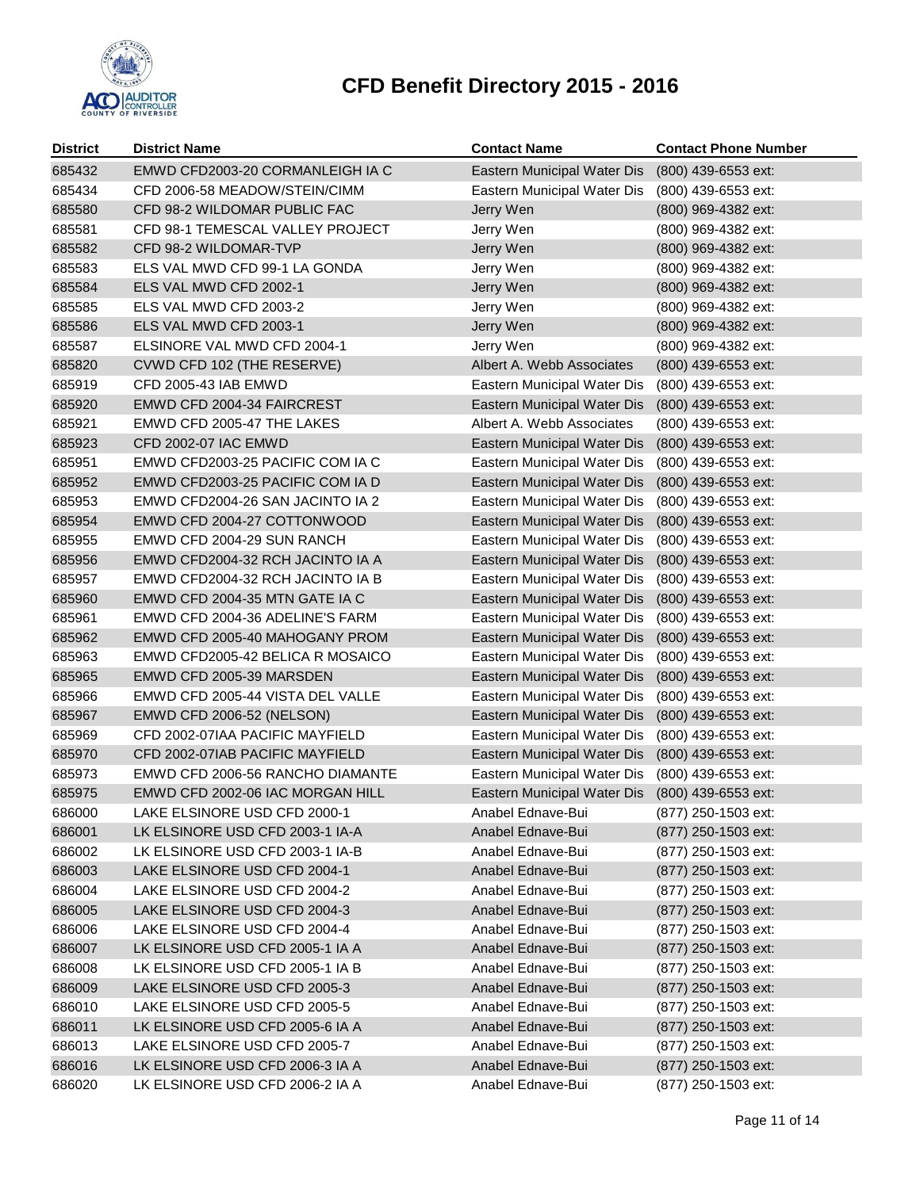# CFD Benefit Directory 2015 - 2016

| District | District Name | Contact Name | Contact Phone Number |
|---|---|---|---|
| 685432 | EMWD CFD2003-20 CORMANLEIGH IA C | Eastern Municipal Water Dis | (800) 439-6553 ext: |
| 685434 | CFD 2006-58 MEADOW/STEIN/CIMM | Eastern Municipal Water Dis | (800) 439-6553 ext: |
| 685580 | CFD 98-2 WILDOMAR PUBLIC FAC | Jerry Wen | (800) 969-4382 ext: |
| 685581 | CFD 98-1 TEMESCAL VALLEY PROJECT | Jerry Wen | (800) 969-4382 ext: |
| 685582 | CFD 98-2 WILDOMAR-TVP | Jerry Wen | (800) 969-4382 ext: |
| 685583 | ELS VAL MWD CFD 99-1 LA GONDA | Jerry Wen | (800) 969-4382 ext: |
| 685584 | ELS VAL MWD CFD 2002-1 | Jerry Wen | (800) 969-4382 ext: |
| 685585 | ELS VAL MWD CFD 2003-2 | Jerry Wen | (800) 969-4382 ext: |
| 685586 | ELS VAL MWD CFD 2003-1 | Jerry Wen | (800) 969-4382 ext: |
| 685587 | ELSINORE VAL MWD CFD 2004-1 | Jerry Wen | (800) 969-4382 ext: |
| 685820 | CVWD CFD 102 (THE RESERVE) | Albert A. Webb Associates | (800) 439-6553 ext: |
| 685919 | CFD 2005-43 IAB EMWD | Eastern Municipal Water Dis | (800) 439-6553 ext: |
| 685920 | EMWD CFD 2004-34 FAIRCREST | Eastern Municipal Water Dis | (800) 439-6553 ext: |
| 685921 | EMWD CFD 2005-47 THE LAKES | Albert A. Webb Associates | (800) 439-6553 ext: |
| 685923 | CFD 2002-07 IAC EMWD | Eastern Municipal Water Dis | (800) 439-6553 ext: |
| 685951 | EMWD CFD2003-25 PACIFIC COM IA C | Eastern Municipal Water Dis | (800) 439-6553 ext: |
| 685952 | EMWD CFD2003-25 PACIFIC COM IA D | Eastern Municipal Water Dis | (800) 439-6553 ext: |
| 685953 | EMWD CFD2004-26 SAN JACINTO IA 2 | Eastern Municipal Water Dis | (800) 439-6553 ext: |
| 685954 | EMWD CFD 2004-27 COTTONWOOD | Eastern Municipal Water Dis | (800) 439-6553 ext: |
| 685955 | EMWD CFD 2004-29 SUN RANCH | Eastern Municipal Water Dis | (800) 439-6553 ext: |
| 685956 | EMWD CFD2004-32 RCH JACINTO IA A | Eastern Municipal Water Dis | (800) 439-6553 ext: |
| 685957 | EMWD CFD2004-32 RCH JACINTO IA B | Eastern Municipal Water Dis | (800) 439-6553 ext: |
| 685960 | EMWD CFD 2004-35 MTN GATE IA C | Eastern Municipal Water Dis | (800) 439-6553 ext: |
| 685961 | EMWD CFD 2004-36 ADELINE'S FARM | Eastern Municipal Water Dis | (800) 439-6553 ext: |
| 685962 | EMWD CFD 2005-40 MAHOGANY PROM | Eastern Municipal Water Dis | (800) 439-6553 ext: |
| 685963 | EMWD CFD2005-42 BELICA R MOSAICO | Eastern Municipal Water Dis | (800) 439-6553 ext: |
| 685965 | EMWD CFD 2005-39 MARSDEN | Eastern Municipal Water Dis | (800) 439-6553 ext: |
| 685966 | EMWD CFD 2005-44 VISTA DEL VALLE | Eastern Municipal Water Dis | (800) 439-6553 ext: |
| 685967 | EMWD CFD 2006-52 (NELSON) | Eastern Municipal Water Dis | (800) 439-6553 ext: |
| 685969 | CFD 2002-07IAA PACIFIC MAYFIELD | Eastern Municipal Water Dis | (800) 439-6553 ext: |
| 685970 | CFD 2002-07IAB PACIFIC MAYFIELD | Eastern Municipal Water Dis | (800) 439-6553 ext: |
| 685973 | EMWD CFD 2006-56 RANCHO DIAMANTE | Eastern Municipal Water Dis | (800) 439-6553 ext: |
| 685975 | EMWD CFD 2002-06 IAC MORGAN HILL | Eastern Municipal Water Dis | (800) 439-6553 ext: |
| 686000 | LAKE ELSINORE USD CFD 2000-1 | Anabel Ednave-Bui | (877) 250-1503 ext: |
| 686001 | LK ELSINORE USD CFD 2003-1 IA-A | Anabel Ednave-Bui | (877) 250-1503 ext: |
| 686002 | LK ELSINORE USD CFD 2003-1 IA-B | Anabel Ednave-Bui | (877) 250-1503 ext: |
| 686003 | LAKE ELSINORE USD CFD 2004-1 | Anabel Ednave-Bui | (877) 250-1503 ext: |
| 686004 | LAKE ELSINORE USD CFD 2004-2 | Anabel Ednave-Bui | (877) 250-1503 ext: |
| 686005 | LAKE ELSINORE USD CFD 2004-3 | Anabel Ednave-Bui | (877) 250-1503 ext: |
| 686006 | LAKE ELSINORE USD CFD 2004-4 | Anabel Ednave-Bui | (877) 250-1503 ext: |
| 686007 | LK ELSINORE USD CFD 2005-1 IA A | Anabel Ednave-Bui | (877) 250-1503 ext: |
| 686008 | LK ELSINORE USD CFD 2005-1 IA B | Anabel Ednave-Bui | (877) 250-1503 ext: |
| 686009 | LAKE ELSINORE USD CFD 2005-3 | Anabel Ednave-Bui | (877) 250-1503 ext: |
| 686010 | LAKE ELSINORE USD CFD 2005-5 | Anabel Ednave-Bui | (877) 250-1503 ext: |
| 686011 | LK ELSINORE USD CFD 2005-6 IA A | Anabel Ednave-Bui | (877) 250-1503 ext: |
| 686013 | LAKE ELSINORE USD CFD 2005-7 | Anabel Ednave-Bui | (877) 250-1503 ext: |
| 686016 | LK ELSINORE USD CFD 2006-3 IA A | Anabel Ednave-Bui | (877) 250-1503 ext: |
| 686020 | LK ELSINORE USD CFD 2006-2 IA A | Anabel Ednave-Bui | (877) 250-1503 ext: |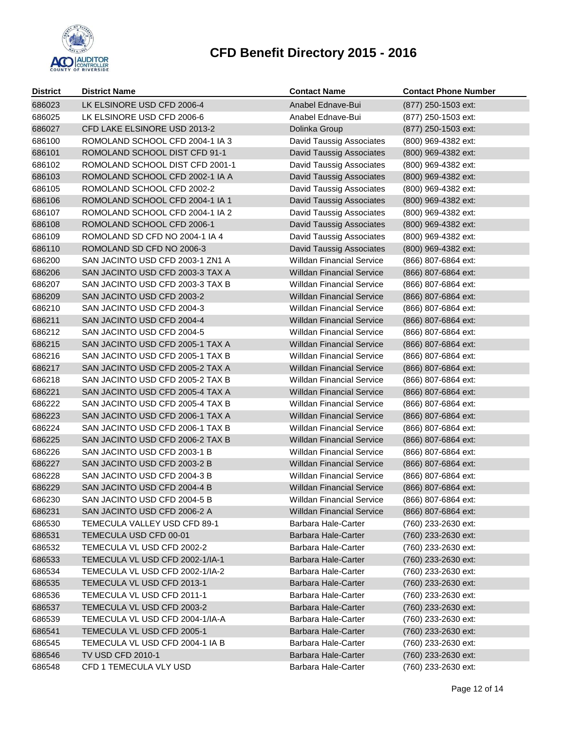# CFD Benefit Directory 2015 - 2016

| District | District Name | Contact Name | Contact Phone Number |
|---|---|---|---|
| 686023 | LK ELSINORE USD CFD 2006-4 | Anabel Ednave-Bui | (877) 250-1503 ext: |
| 686025 | LK ELSINORE USD CFD 2006-6 | Anabel Ednave-Bui | (877) 250-1503 ext: |
| 686027 | CFD LAKE ELSINORE USD 2013-2 | Dolinka Group | (877) 250-1503 ext: |
| 686100 | ROMOLAND SCHOOL CFD 2004-1 IA 3 | David Taussig Associates | (800) 969-4382 ext: |
| 686101 | ROMOLAND SCHOOL DIST CFD 91-1 | David Taussig Associates | (800) 969-4382 ext: |
| 686102 | ROMOLAND SCHOOL DIST CFD 2001-1 | David Taussig Associates | (800) 969-4382 ext: |
| 686103 | ROMOLAND SCHOOL CFD 2002-1 IA A | David Taussig Associates | (800) 969-4382 ext: |
| 686105 | ROMOLAND SCHOOL CFD 2002-2 | David Taussig Associates | (800) 969-4382 ext: |
| 686106 | ROMOLAND SCHOOL CFD 2004-1 IA 1 | David Taussig Associates | (800) 969-4382 ext: |
| 686107 | ROMOLAND SCHOOL CFD 2004-1 IA 2 | David Taussig Associates | (800) 969-4382 ext: |
| 686108 | ROMOLAND SCHOOL CFD 2006-1 | David Taussig Associates | (800) 969-4382 ext: |
| 686109 | ROMOLAND SD CFD NO 2004-1 IA 4 | David Taussig Associates | (800) 969-4382 ext: |
| 686110 | ROMOLAND SD CFD NO 2006-3 | David Taussig Associates | (800) 969-4382 ext: |
| 686200 | SAN JACINTO USD CFD 2003-1 ZN1 A | Willdan Financial Service | (866) 807-6864 ext: |
| 686206 | SAN JACINTO USD CFD 2003-3 TAX A | Willdan Financial Service | (866) 807-6864 ext: |
| 686207 | SAN JACINTO USD CFD 2003-3 TAX B | Willdan Financial Service | (866) 807-6864 ext: |
| 686209 | SAN JACINTO USD CFD 2003-2 | Willdan Financial Service | (866) 807-6864 ext: |
| 686210 | SAN JACINTO USD CFD 2004-3 | Willdan Financial Service | (866) 807-6864 ext: |
| 686211 | SAN JACINTO USD CFD 2004-4 | Willdan Financial Service | (866) 807-6864 ext: |
| 686212 | SAN JACINTO USD CFD 2004-5 | Willdan Financial Service | (866) 807-6864 ext: |
| 686215 | SAN JACINTO USD CFD 2005-1 TAX A | Willdan Financial Service | (866) 807-6864 ext: |
| 686216 | SAN JACINTO USD CFD 2005-1 TAX B | Willdan Financial Service | (866) 807-6864 ext: |
| 686217 | SAN JACINTO USD CFD 2005-2 TAX A | Willdan Financial Service | (866) 807-6864 ext: |
| 686218 | SAN JACINTO USD CFD 2005-2 TAX B | Willdan Financial Service | (866) 807-6864 ext: |
| 686221 | SAN JACINTO USD CFD 2005-4 TAX A | Willdan Financial Service | (866) 807-6864 ext: |
| 686222 | SAN JACINTO USD CFD 2005-4 TAX B | Willdan Financial Service | (866) 807-6864 ext: |
| 686223 | SAN JACINTO USD CFD 2006-1 TAX A | Willdan Financial Service | (866) 807-6864 ext: |
| 686224 | SAN JACINTO USD CFD 2006-1 TAX B | Willdan Financial Service | (866) 807-6864 ext: |
| 686225 | SAN JACINTO USD CFD 2006-2 TAX B | Willdan Financial Service | (866) 807-6864 ext: |
| 686226 | SAN JACINTO USD CFD 2003-1 B | Willdan Financial Service | (866) 807-6864 ext: |
| 686227 | SAN JACINTO USD CFD 2003-2 B | Willdan Financial Service | (866) 807-6864 ext: |
| 686228 | SAN JACINTO USD CFD 2004-3 B | Willdan Financial Service | (866) 807-6864 ext: |
| 686229 | SAN JACINTO USD CFD 2004-4 B | Willdan Financial Service | (866) 807-6864 ext: |
| 686230 | SAN JACINTO USD CFD 2004-5 B | Willdan Financial Service | (866) 807-6864 ext: |
| 686231 | SAN JACINTO USD CFD 2006-2 A | Willdan Financial Service | (866) 807-6864 ext: |
| 686530 | TEMECULA VALLEY USD CFD 89-1 | Barbara Hale-Carter | (760) 233-2630 ext: |
| 686531 | TEMECULA USD CFD 00-01 | Barbara Hale-Carter | (760) 233-2630 ext: |
| 686532 | TEMECULA VL USD CFD 2002-2 | Barbara Hale-Carter | (760) 233-2630 ext: |
| 686533 | TEMECULA VL USD CFD 2002-1/IA-1 | Barbara Hale-Carter | (760) 233-2630 ext: |
| 686534 | TEMECULA VL USD CFD 2002-1/IA-2 | Barbara Hale-Carter | (760) 233-2630 ext: |
| 686535 | TEMECULA VL USD CFD 2013-1 | Barbara Hale-Carter | (760) 233-2630 ext: |
| 686536 | TEMECULA VL USD CFD 2011-1 | Barbara Hale-Carter | (760) 233-2630 ext: |
| 686537 | TEMECULA VL USD CFD 2003-2 | Barbara Hale-Carter | (760) 233-2630 ext: |
| 686539 | TEMECULA VL USD CFD 2004-1/IA-A | Barbara Hale-Carter | (760) 233-2630 ext: |
| 686541 | TEMECULA VL USD CFD 2005-1 | Barbara Hale-Carter | (760) 233-2630 ext: |
| 686545 | TEMECULA VL USD CFD 2004-1 IA B | Barbara Hale-Carter | (760) 233-2630 ext: |
| 686546 | TV USD CFD 2010-1 | Barbara Hale-Carter | (760) 233-2630 ext: |
| 686548 | CFD 1 TEMECULA VLY USD | Barbara Hale-Carter | (760) 233-2630 ext: |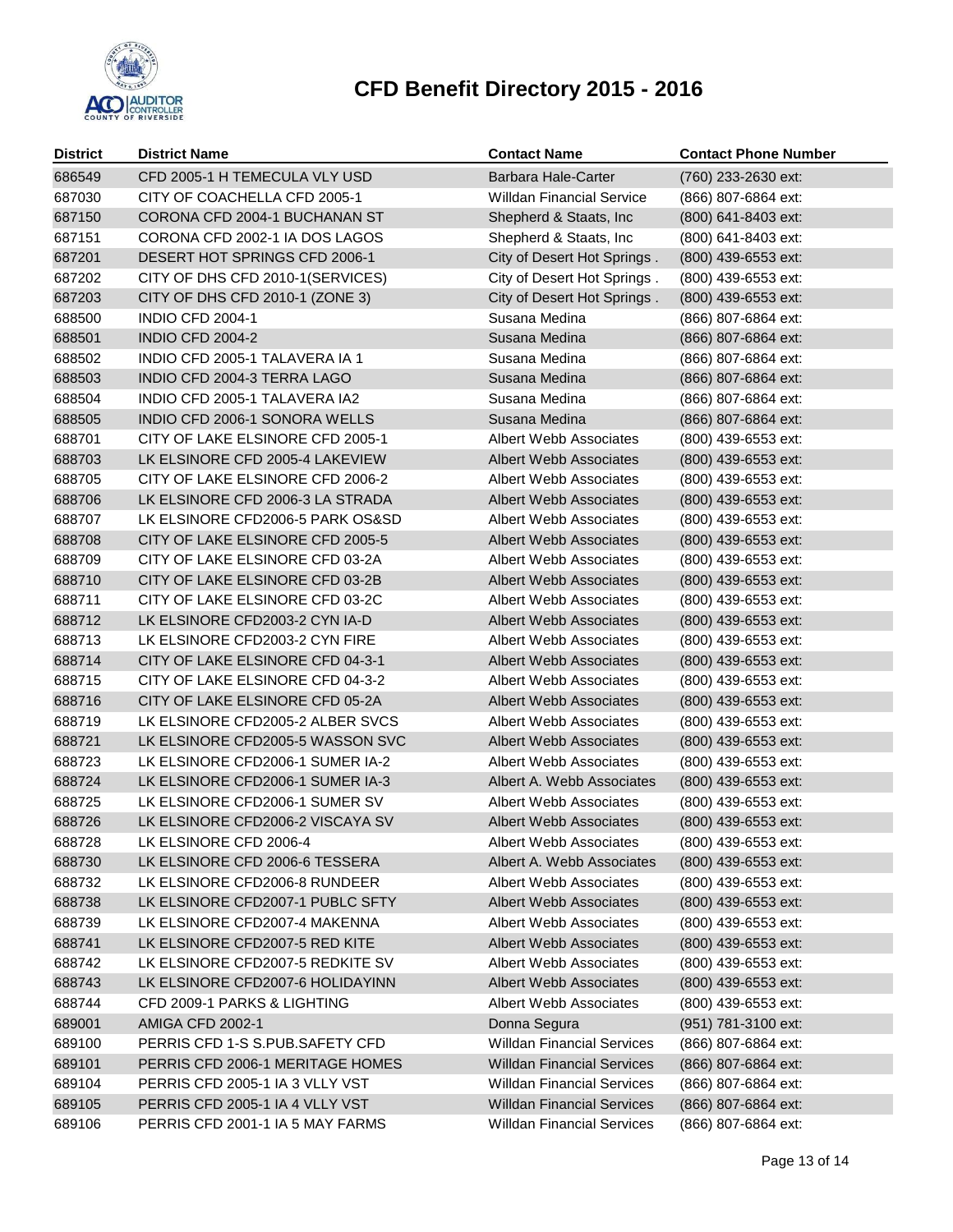# CFD Benefit Directory 2015 - 2016

| District | District Name | Contact Name | Contact Phone Number |
|---|---|---|---|
| 686549 | CFD 2005-1 H TEMECULA VLY USD | Barbara Hale-Carter | (760) 233-2630 ext: |
| 687030 | CITY OF COACHELLA CFD 2005-1 | Willdan Financial Service | (866) 807-6864 ext: |
| 687150 | CORONA CFD 2004-1 BUCHANAN ST | Shepherd & Staats, Inc | (800) 641-8403 ext: |
| 687151 | CORONA CFD 2002-1 IA DOS LAGOS | Shepherd & Staats, Inc | (800) 641-8403 ext: |
| 687201 | DESERT HOT SPRINGS CFD 2006-1 | City of Desert Hot Springs . | (800) 439-6553 ext: |
| 687202 | CITY OF DHS CFD 2010-1(SERVICES) | City of Desert Hot Springs . | (800) 439-6553 ext: |
| 687203 | CITY OF DHS CFD 2010-1 (ZONE 3) | City of Desert Hot Springs . | (800) 439-6553 ext: |
| 688500 | INDIO CFD 2004-1 | Susana Medina | (866) 807-6864 ext: |
| 688501 | INDIO CFD 2004-2 | Susana Medina | (866) 807-6864 ext: |
| 688502 | INDIO CFD 2005-1 TALAVERA IA 1 | Susana Medina | (866) 807-6864 ext: |
| 688503 | INDIO CFD 2004-3 TERRA LAGO | Susana Medina | (866) 807-6864 ext: |
| 688504 | INDIO CFD 2005-1 TALAVERA IA2 | Susana Medina | (866) 807-6864 ext: |
| 688505 | INDIO CFD 2006-1 SONORA WELLS | Susana Medina | (866) 807-6864 ext: |
| 688701 | CITY OF LAKE ELSINORE CFD 2005-1 | Albert Webb Associates | (800) 439-6553 ext: |
| 688703 | LK ELSINORE CFD 2005-4 LAKEVIEW | Albert Webb Associates | (800) 439-6553 ext: |
| 688705 | CITY OF LAKE ELSINORE CFD 2006-2 | Albert Webb Associates | (800) 439-6553 ext: |
| 688706 | LK ELSINORE CFD 2006-3 LA STRADA | Albert Webb Associates | (800) 439-6553 ext: |
| 688707 | LK ELSINORE CFD2006-5 PARK OS&SD | Albert Webb Associates | (800) 439-6553 ext: |
| 688708 | CITY OF LAKE ELSINORE CFD 2005-5 | Albert Webb Associates | (800) 439-6553 ext: |
| 688709 | CITY OF LAKE ELSINORE CFD 03-2A | Albert Webb Associates | (800) 439-6553 ext: |
| 688710 | CITY OF LAKE ELSINORE CFD 03-2B | Albert Webb Associates | (800) 439-6553 ext: |
| 688711 | CITY OF LAKE ELSINORE CFD 03-2C | Albert Webb Associates | (800) 439-6553 ext: |
| 688712 | LK ELSINORE CFD2003-2 CYN IA-D | Albert Webb Associates | (800) 439-6553 ext: |
| 688713 | LK ELSINORE CFD2003-2 CYN FIRE | Albert Webb Associates | (800) 439-6553 ext: |
| 688714 | CITY OF LAKE ELSINORE CFD 04-3-1 | Albert Webb Associates | (800) 439-6553 ext: |
| 688715 | CITY OF LAKE ELSINORE CFD 04-3-2 | Albert Webb Associates | (800) 439-6553 ext: |
| 688716 | CITY OF LAKE ELSINORE CFD 05-2A | Albert Webb Associates | (800) 439-6553 ext: |
| 688719 | LK ELSINORE CFD2005-2 ALBER SVCS | Albert Webb Associates | (800) 439-6553 ext: |
| 688721 | LK ELSINORE CFD2005-5 WASSON SVC | Albert Webb Associates | (800) 439-6553 ext: |
| 688723 | LK ELSINORE CFD2006-1 SUMER IA-2 | Albert Webb Associates | (800) 439-6553 ext: |
| 688724 | LK ELSINORE CFD2006-1 SUMER IA-3 | Albert A. Webb Associates | (800) 439-6553 ext: |
| 688725 | LK ELSINORE CFD2006-1 SUMER SV | Albert Webb Associates | (800) 439-6553 ext: |
| 688726 | LK ELSINORE CFD2006-2 VISCAYA SV | Albert Webb Associates | (800) 439-6553 ext: |
| 688728 | LK ELSINORE CFD 2006-4 | Albert Webb Associates | (800) 439-6553 ext: |
| 688730 | LK ELSINORE CFD 2006-6 TESSERA | Albert A. Webb Associates | (800) 439-6553 ext: |
| 688732 | LK ELSINORE CFD2006-8 RUNDEER | Albert Webb Associates | (800) 439-6553 ext: |
| 688738 | LK ELSINORE CFD2007-1 PUBLC SFTY | Albert Webb Associates | (800) 439-6553 ext: |
| 688739 | LK ELSINORE CFD2007-4 MAKENNA | Albert Webb Associates | (800) 439-6553 ext: |
| 688741 | LK ELSINORE CFD2007-5 RED KITE | Albert Webb Associates | (800) 439-6553 ext: |
| 688742 | LK ELSINORE CFD2007-5 REDKITE SV | Albert Webb Associates | (800) 439-6553 ext: |
| 688743 | LK ELSINORE CFD2007-6 HOLIDAYINN | Albert Webb Associates | (800) 439-6553 ext: |
| 688744 | CFD 2009-1 PARKS & LIGHTING | Albert Webb Associates | (800) 439-6553 ext: |
| 689001 | AMIGA CFD 2002-1 | Donna Segura | (951) 781-3100 ext: |
| 689100 | PERRIS CFD 1-S S.PUB.SAFETY CFD | Willdan Financial Services | (866) 807-6864 ext: |
| 689101 | PERRIS CFD 2006-1 MERITAGE HOMES | Willdan Financial Services | (866) 807-6864 ext: |
| 689104 | PERRIS CFD 2005-1 IA 3 VLLY VST | Willdan Financial Services | (866) 807-6864 ext: |
| 689105 | PERRIS CFD 2005-1 IA 4 VLLY VST | Willdan Financial Services | (866) 807-6864 ext: |
| 689106 | PERRIS CFD 2001-1 IA 5 MAY FARMS | Willdan Financial Services | (866) 807-6864 ext: |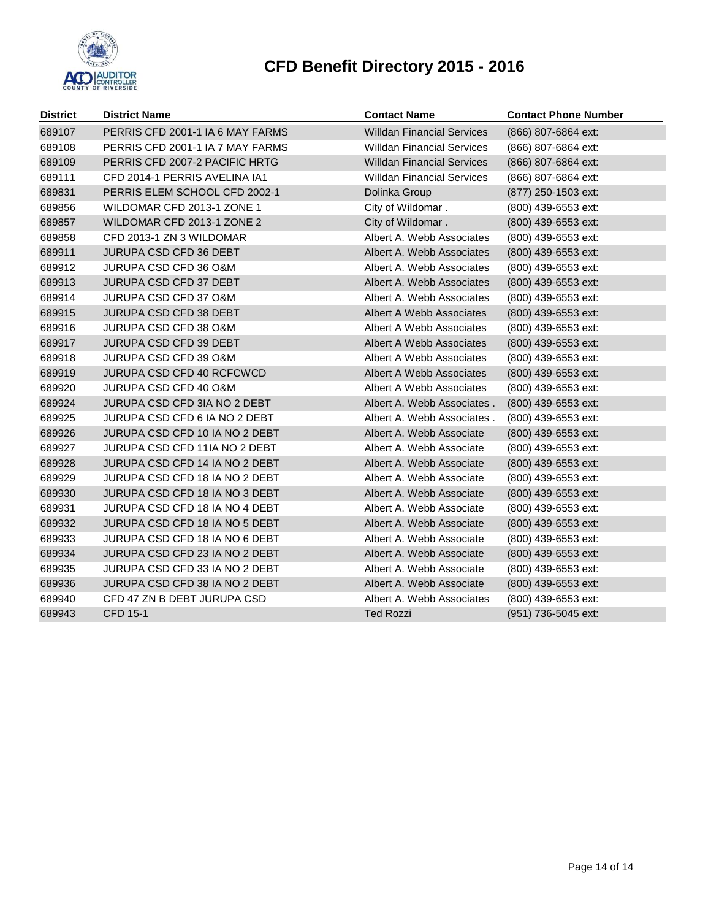# CFD Benefit Directory 2015 - 2016

| District | District Name | Contact Name | Contact Phone Number |
|---|---|---|---|
| 689107 | PERRIS CFD 2001-1 IA 6 MAY FARMS | Willdan Financial Services | (866) 807-6864 ext: |
| 689108 | PERRIS CFD 2001-1 IA 7 MAY FARMS | Willdan Financial Services | (866) 807-6864 ext: |
| 689109 | PERRIS CFD 2007-2 PACIFIC HRTG | Willdan Financial Services | (866) 807-6864 ext: |
| 689111 | CFD 2014-1 PERRIS AVELINA IA1 | Willdan Financial Services | (866) 807-6864 ext: |
| 689831 | PERRIS ELEM SCHOOL CFD 2002-1 | Dolinka Group | (877) 250-1503 ext: |
| 689856 | WILDOMAR CFD 2013-1 ZONE 1 | City of Wildomar . | (800) 439-6553 ext: |
| 689857 | WILDOMAR CFD 2013-1 ZONE 2 | City of Wildomar . | (800) 439-6553 ext: |
| 689858 | CFD 2013-1 ZN 3 WILDOMAR | Albert A. Webb Associates | (800) 439-6553 ext: |
| 689911 | JURUPA CSD CFD 36 DEBT | Albert A. Webb Associates | (800) 439-6553 ext: |
| 689912 | JURUPA CSD CFD 36 O&M | Albert A. Webb Associates | (800) 439-6553 ext: |
| 689913 | JURUPA CSD CFD 37 DEBT | Albert A. Webb Associates | (800) 439-6553 ext: |
| 689914 | JURUPA CSD CFD 37 O&M | Albert A. Webb Associates | (800) 439-6553 ext: |
| 689915 | JURUPA CSD CFD 38 DEBT | Albert A Webb Associates | (800) 439-6553 ext: |
| 689916 | JURUPA CSD CFD 38 O&M | Albert A Webb Associates | (800) 439-6553 ext: |
| 689917 | JURUPA CSD CFD 39 DEBT | Albert A Webb Associates | (800) 439-6553 ext: |
| 689918 | JURUPA CSD CFD 39 O&M | Albert A Webb Associates | (800) 439-6553 ext: |
| 689919 | JURUPA CSD CFD 40 RCFCWCD | Albert A Webb Associates | (800) 439-6553 ext: |
| 689920 | JURUPA CSD CFD 40 O&M | Albert A Webb Associates | (800) 439-6553 ext: |
| 689924 | JURUPA CSD CFD 3IA NO 2 DEBT | Albert A. Webb Associates . | (800) 439-6553 ext: |
| 689925 | JURUPA CSD CFD 6 IA NO 2 DEBT | Albert A. Webb Associates . | (800) 439-6553 ext: |
| 689926 | JURUPA CSD CFD 10 IA NO 2 DEBT | Albert A. Webb Associate | (800) 439-6553 ext: |
| 689927 | JURUPA CSD CFD 11IA NO 2 DEBT | Albert A. Webb Associate | (800) 439-6553 ext: |
| 689928 | JURUPA CSD CFD 14 IA NO 2 DEBT | Albert A. Webb Associate | (800) 439-6553 ext: |
| 689929 | JURUPA CSD CFD 18 IA NO 2 DEBT | Albert A. Webb Associate | (800) 439-6553 ext: |
| 689930 | JURUPA CSD CFD 18 IA NO 3 DEBT | Albert A. Webb Associate | (800) 439-6553 ext: |
| 689931 | JURUPA CSD CFD 18 IA NO 4 DEBT | Albert A. Webb Associate | (800) 439-6553 ext: |
| 689932 | JURUPA CSD CFD 18 IA NO 5 DEBT | Albert A. Webb Associate | (800) 439-6553 ext: |
| 689933 | JURUPA CSD CFD 18 IA NO 6 DEBT | Albert A. Webb Associate | (800) 439-6553 ext: |
| 689934 | JURUPA CSD CFD 23 IA NO 2 DEBT | Albert A. Webb Associate | (800) 439-6553 ext: |
| 689935 | JURUPA CSD CFD 33 IA NO 2 DEBT | Albert A. Webb Associate | (800) 439-6553 ext: |
| 689936 | JURUPA CSD CFD 38 IA NO 2 DEBT | Albert A. Webb Associate | (800) 439-6553 ext: |
| 689940 | CFD 47 ZN B DEBT JURUPA CSD | Albert A. Webb Associates | (800) 439-6553 ext: |
| 689943 | CFD 15-1 | Ted Rozzi | (951) 736-5045 ext: |